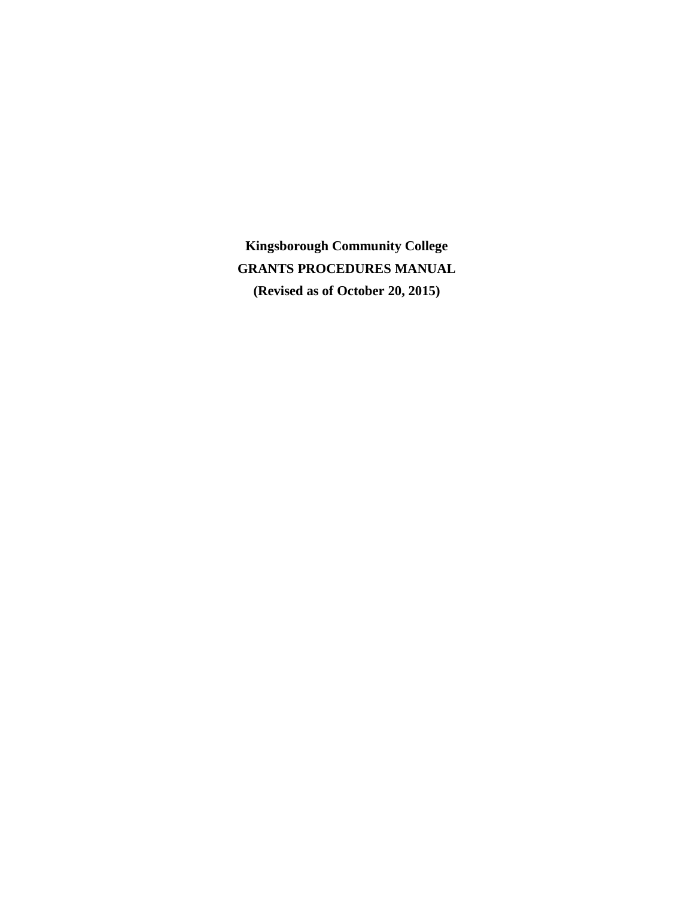**Kingsborough Community College**

**GRANTS PROCEDURES MANUAL**

**(Revised as of October 20, 2015)**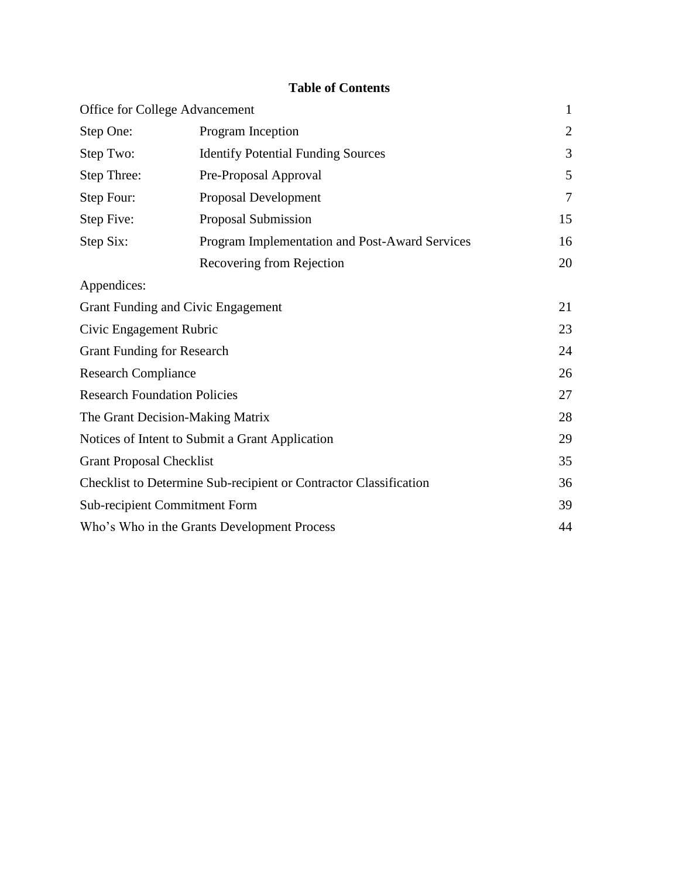## Table of Contents

| | | |
|---|---|---|
| Office for College Advancement | | 1 |
| Step One: | Program Inception | 2 |
| Step Two: | Identify Potential Funding Sources | 3 |
| Step Three: | Pre-Proposal Approval | 5 |
| Step Four: | Proposal Development | 7 |
| Step Five: | Proposal Submission | 15 |
| Step Six: | Program Implementation and Post-Award Services | 16 |
| | Recovering from Rejection | 20 |
| Appendices: | | |
| Grant Funding and Civic Engagement | | 21 |
| Civic Engagement Rubric | | 23 |
| Grant Funding for Research | | 24 |
| Research Compliance | | 26 |
| Research Foundation Policies | | 27 |
| The Grant Decision-Making Matrix | | 28 |
| Notices of Intent to Submit a Grant Application | | 29 |
| Grant Proposal Checklist | | 35 |
| Checklist to Determine Sub-recipient or Contractor Classification | | 36 |
| Sub-recipient Commitment Form | | 39 |
| Who's Who in the Grants Development Process | | 44 |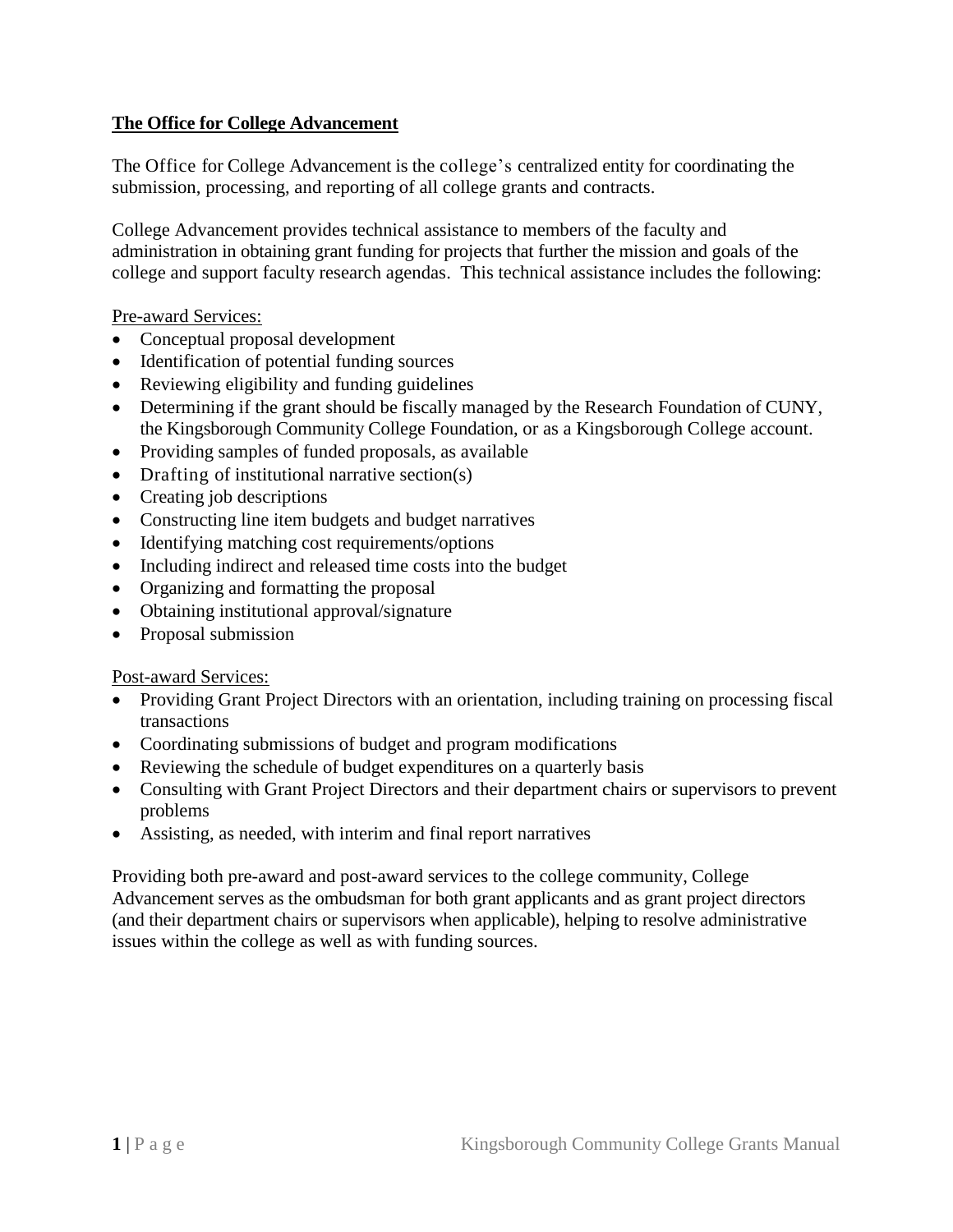## **The Office for College Advancement**

The Office for College Advancement is the college's centralized entity for coordinating the submission, processing, and reporting of all college grants and contracts.

College Advancement provides technical assistance to members of the faculty and administration in obtaining grant funding for projects that further the mission and goals of the college and support faculty research agendas. This technical assistance includes the following:

Pre-award Services:

- Conceptual proposal development
- Identification of potential funding sources
- Reviewing eligibility and funding guidelines
- Determining if the grant should be fiscally managed by the Research Foundation of CUNY, the Kingsborough Community College Foundation, or as a Kingsborough College account.
- Providing samples of funded proposals, as available
- Drafting of institutional narrative section(s)
- Creating job descriptions
- Constructing line item budgets and budget narratives
- Identifying matching cost requirements/options
- Including indirect and released time costs into the budget
- Organizing and formatting the proposal
- Obtaining institutional approval/signature
- Proposal submission

Post-award Services:

- Providing Grant Project Directors with an orientation, including training on processing fiscal transactions
- Coordinating submissions of budget and program modifications
- Reviewing the schedule of budget expenditures on a quarterly basis
- Consulting with Grant Project Directors and their department chairs or supervisors to prevent problems
- Assisting, as needed, with interim and final report narratives

Providing both pre-award and post-award services to the college community, College Advancement serves as the ombudsman for both grant applicants and as grant project directors (and their department chairs or supervisors when applicable), helping to resolve administrative issues within the college as well as with funding sources.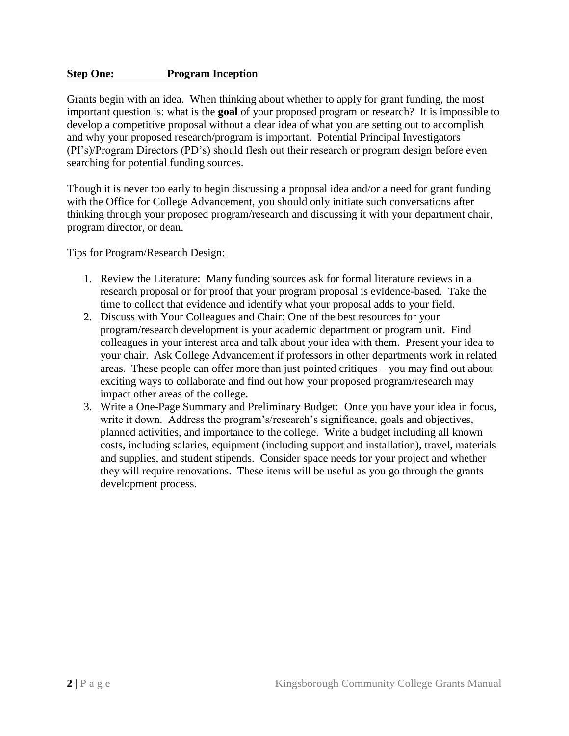## Step One: Program Inception

Grants begin with an idea. When thinking about whether to apply for grant funding, the most important question is: what is the **goal** of your proposed program or research? It is impossible to develop a competitive proposal without a clear idea of what you are setting out to accomplish and why your proposed research/program is important. Potential Principal Investigators (PI's)/Program Directors (PD's) should flesh out their research or program design before even searching for potential funding sources.

Though it is never too early to begin discussing a proposal idea and/or a need for grant funding with the Office for College Advancement, you should only initiate such conversations after thinking through your proposed program/research and discussing it with your department chair, program director, or dean.

Tips for Program/Research Design:

1. Review the Literature: Many funding sources ask for formal literature reviews in a research proposal or for proof that your program proposal is evidence-based. Take the time to collect that evidence and identify what your proposal adds to your field.
2. Discuss with Your Colleagues and Chair: One of the best resources for your program/research development is your academic department or program unit. Find colleagues in your interest area and talk about your idea with them. Present your idea to your chair. Ask College Advancement if professors in other departments work in related areas. These people can offer more than just pointed critiques – you may find out about exciting ways to collaborate and find out how your proposed program/research may impact other areas of the college.
3. Write a One-Page Summary and Preliminary Budget: Once you have your idea in focus, write it down. Address the program's/research's significance, goals and objectives, planned activities, and importance to the college. Write a budget including all known costs, including salaries, equipment (including support and installation), travel, materials and supplies, and student stipends. Consider space needs for your project and whether they will require renovations. These items will be useful as you go through the grants development process.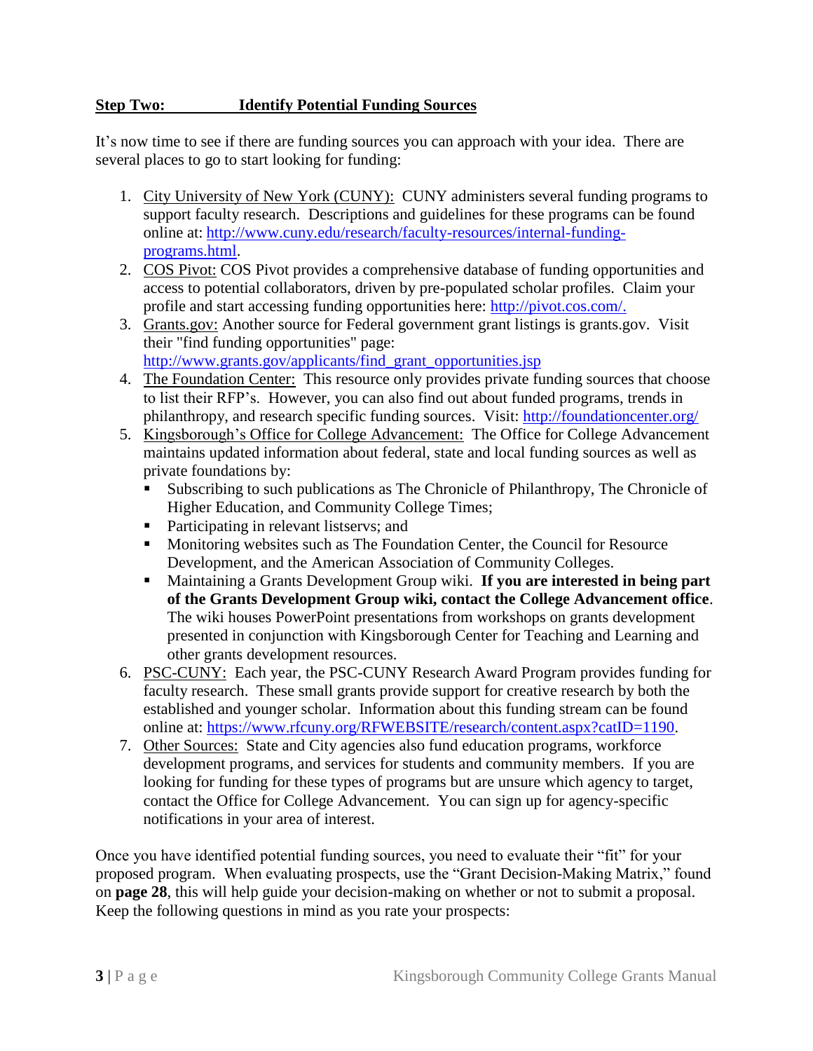## Step Two: Identify Potential Funding Sources

It's now time to see if there are funding sources you can approach with your idea. There are several places to go to start looking for funding:

1. City University of New York (CUNY): CUNY administers several funding programs to support faculty research. Descriptions and guidelines for these programs can be found online at: http://www.cuny.edu/research/faculty-resources/internal-funding-programs.html.
2. COS Pivot: COS Pivot provides a comprehensive database of funding opportunities and access to potential collaborators, driven by pre-populated scholar profiles. Claim your profile and start accessing funding opportunities here: http://pivot.cos.com/.
3. Grants.gov: Another source for Federal government grant listings is grants.gov. Visit their "find funding opportunities" page: http://www.grants.gov/applicants/find_grant_opportunities.jsp
4. The Foundation Center: This resource only provides private funding sources that choose to list their RFP's. However, you can also find out about funded programs, trends in philanthropy, and research specific funding sources. Visit: http://foundationcenter.org/
5. Kingsborough's Office for College Advancement: The Office for College Advancement maintains updated information about federal, state and local funding sources as well as private foundations by:
   - Subscribing to such publications as The Chronicle of Philanthropy, The Chronicle of Higher Education, and Community College Times;
   - Participating in relevant listservs; and
   - Monitoring websites such as The Foundation Center, the Council for Resource Development, and the American Association of Community Colleges.
   - Maintaining a Grants Development Group wiki. **If you are interested in being part of the Grants Development Group wiki, contact the College Advancement office**. The wiki houses PowerPoint presentations from workshops on grants development presented in conjunction with Kingsborough Center for Teaching and Learning and other grants development resources.
6. PSC-CUNY: Each year, the PSC-CUNY Research Award Program provides funding for faculty research. These small grants provide support for creative research by both the established and younger scholar. Information about this funding stream can be found online at: https://www.rfcuny.org/RFWEBSITE/research/content.aspx?catID=1190.
7. Other Sources: State and City agencies also fund education programs, workforce development programs, and services for students and community members. If you are looking for funding for these types of programs but are unsure which agency to target, contact the Office for College Advancement. You can sign up for agency-specific notifications in your area of interest.

Once you have identified potential funding sources, you need to evaluate their "fit" for your proposed program. When evaluating prospects, use the "Grant Decision-Making Matrix," found on **page 28**, this will help guide your decision-making on whether or not to submit a proposal. Keep the following questions in mind as you rate your prospects: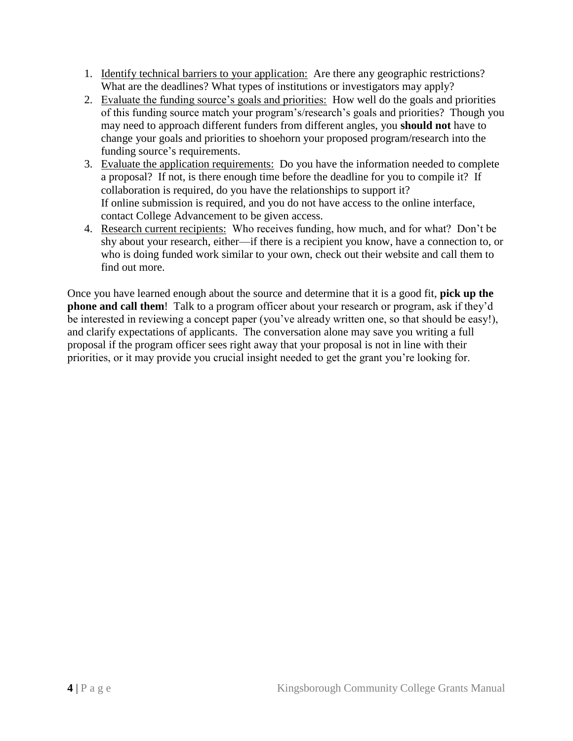1. Identify technical barriers to your application: Are there any geographic restrictions? What are the deadlines? What types of institutions or investigators may apply?
2. Evaluate the funding source's goals and priorities: How well do the goals and priorities of this funding source match your program's/research's goals and priorities? Though you may need to approach different funders from different angles, you **should not** have to change your goals and priorities to shoehorn your proposed program/research into the funding source's requirements.
3. Evaluate the application requirements: Do you have the information needed to complete a proposal? If not, is there enough time before the deadline for you to compile it? If collaboration is required, do you have the relationships to support it? If online submission is required, and you do not have access to the online interface, contact College Advancement to be given access.
4. Research current recipients: Who receives funding, how much, and for what? Don't be shy about your research, either—if there is a recipient you know, have a connection to, or who is doing funded work similar to your own, check out their website and call them to find out more.

Once you have learned enough about the source and determine that it is a good fit, **pick up the phone and call them**! Talk to a program officer about your research or program, ask if they'd be interested in reviewing a concept paper (you've already written one, so that should be easy!), and clarify expectations of applicants. The conversation alone may save you writing a full proposal if the program officer sees right away that your proposal is not in line with their priorities, or it may provide you crucial insight needed to get the grant you're looking for.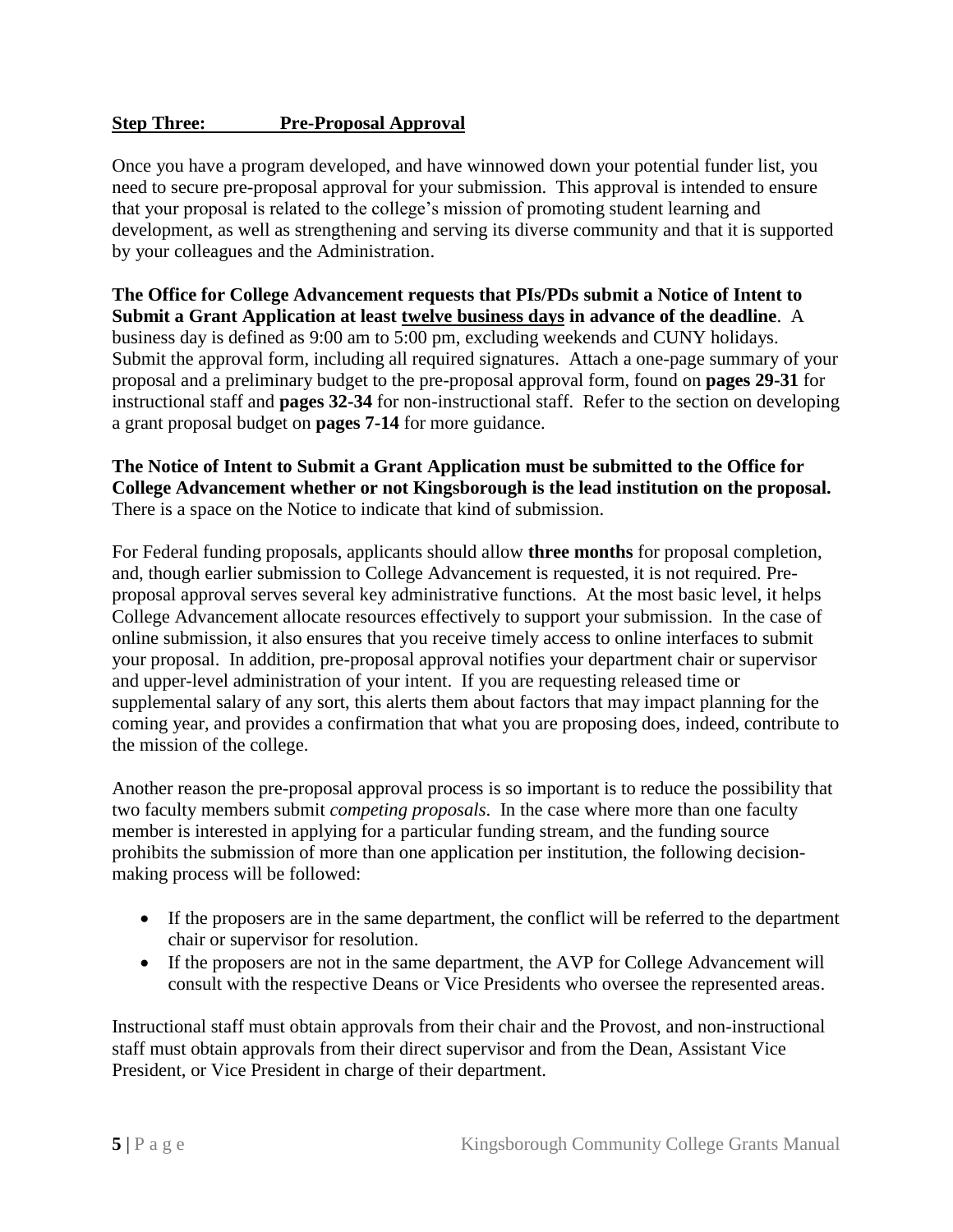## **Step Three: Pre-Proposal Approval**

Once you have a program developed, and have winnowed down your potential funder list, you need to secure pre-proposal approval for your submission. This approval is intended to ensure that your proposal is related to the college's mission of promoting student learning and development, as well as strengthening and serving its diverse community and that it is supported by your colleagues and the Administration.

**The Office for College Advancement requests that PIs/PDs submit a Notice of Intent to Submit a Grant Application at least <u>twelve business days</u> in advance of the deadline**. A business day is defined as 9:00 am to 5:00 pm, excluding weekends and CUNY holidays. Submit the approval form, including all required signatures. Attach a one-page summary of your proposal and a preliminary budget to the pre-proposal approval form, found on **pages 29-31** for instructional staff and **pages 32-34** for non-instructional staff. Refer to the section on developing a grant proposal budget on **pages 7-14** for more guidance.

**The Notice of Intent to Submit a Grant Application must be submitted to the Office for College Advancement whether or not Kingsborough is the lead institution on the proposal.** There is a space on the Notice to indicate that kind of submission.

For Federal funding proposals, applicants should allow **three months** for proposal completion, and, though earlier submission to College Advancement is requested, it is not required. Pre-proposal approval serves several key administrative functions. At the most basic level, it helps College Advancement allocate resources effectively to support your submission. In the case of online submission, it also ensures that you receive timely access to online interfaces to submit your proposal. In addition, pre-proposal approval notifies your department chair or supervisor and upper-level administration of your intent. If you are requesting released time or supplemental salary of any sort, this alerts them about factors that may impact planning for the coming year, and provides a confirmation that what you are proposing does, indeed, contribute to the mission of the college.

Another reason the pre-proposal approval process is so important is to reduce the possibility that two faculty members submit *competing proposals*. In the case where more than one faculty member is interested in applying for a particular funding stream, and the funding source prohibits the submission of more than one application per institution, the following decision-making process will be followed:

- If the proposers are in the same department, the conflict will be referred to the department chair or supervisor for resolution.
- If the proposers are not in the same department, the AVP for College Advancement will consult with the respective Deans or Vice Presidents who oversee the represented areas.

Instructional staff must obtain approvals from their chair and the Provost, and non-instructional staff must obtain approvals from their direct supervisor and from the Dean, Assistant Vice President, or Vice President in charge of their department.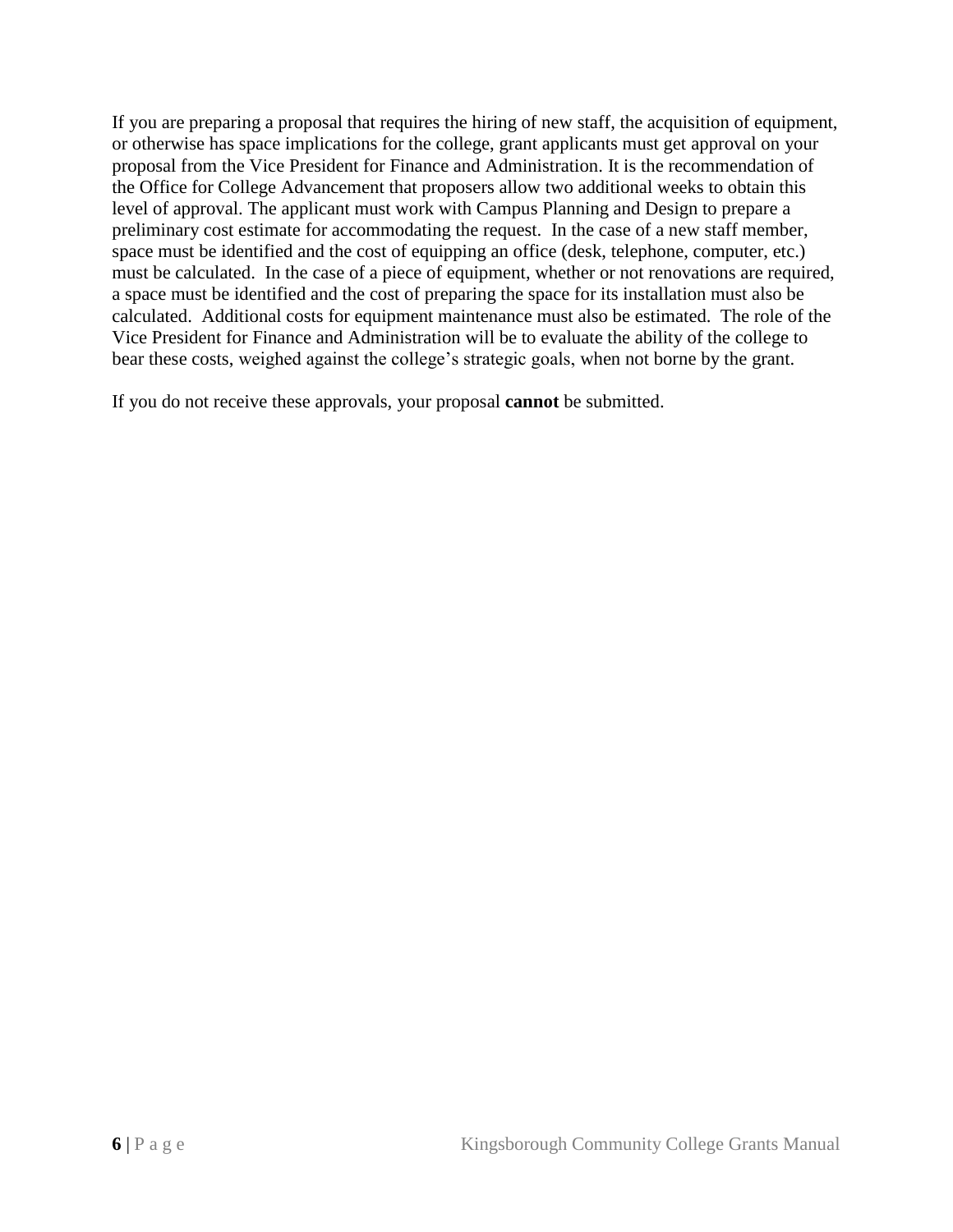If you are preparing a proposal that requires the hiring of new staff, the acquisition of equipment, or otherwise has space implications for the college, grant applicants must get approval on your proposal from the Vice President for Finance and Administration. It is the recommendation of the Office for College Advancement that proposers allow two additional weeks to obtain this level of approval. The applicant must work with Campus Planning and Design to prepare a preliminary cost estimate for accommodating the request. In the case of a new staff member, space must be identified and the cost of equipping an office (desk, telephone, computer, etc.) must be calculated. In the case of a piece of equipment, whether or not renovations are required, a space must be identified and the cost of preparing the space for its installation must also be calculated. Additional costs for equipment maintenance must also be estimated. The role of the Vice President for Finance and Administration will be to evaluate the ability of the college to bear these costs, weighed against the college's strategic goals, when not borne by the grant.

If you do not receive these approvals, your proposal **cannot** be submitted.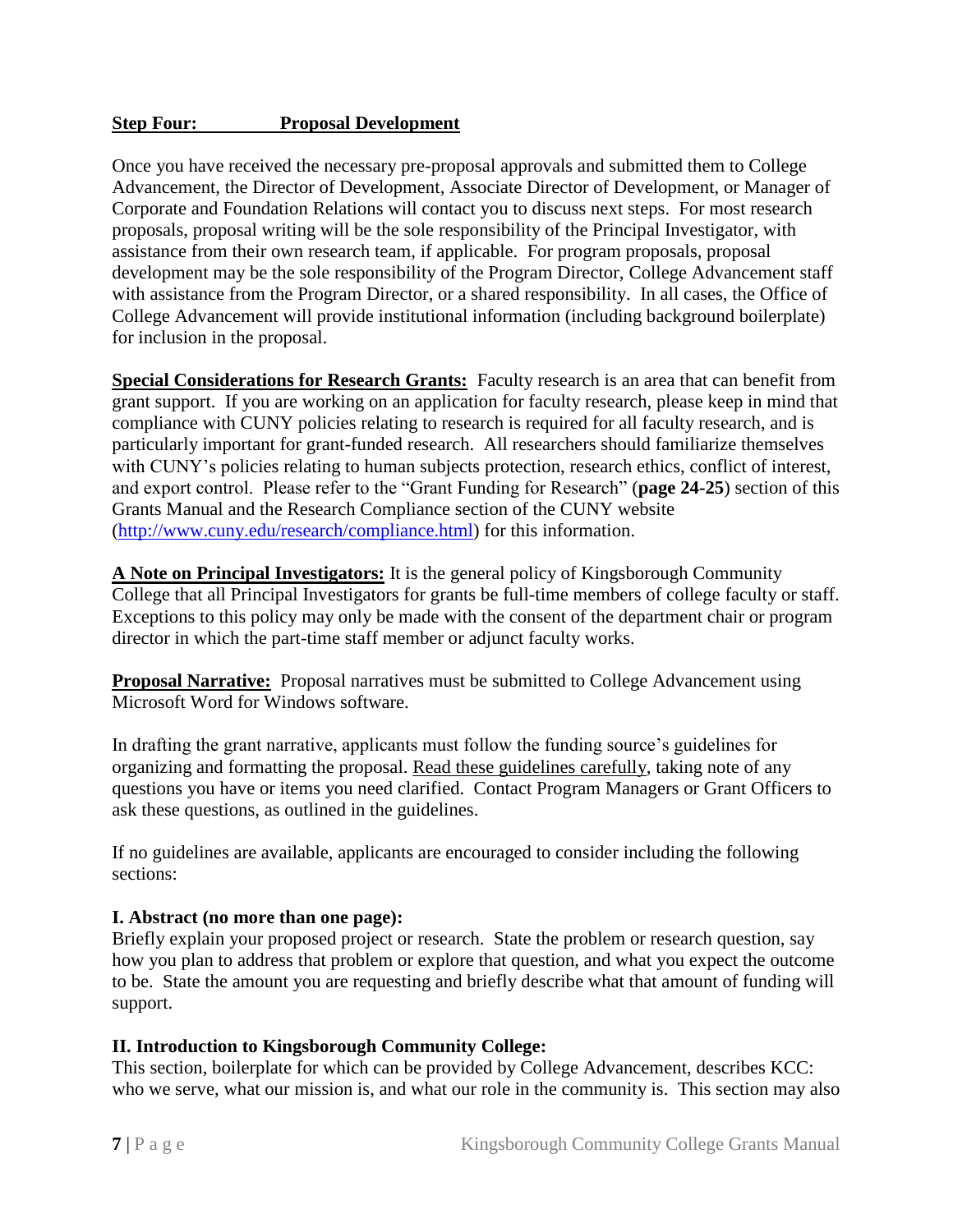## Step Four: Proposal Development

Once you have received the necessary pre-proposal approvals and submitted them to College Advancement, the Director of Development, Associate Director of Development, or Manager of Corporate and Foundation Relations will contact you to discuss next steps. For most research proposals, proposal writing will be the sole responsibility of the Principal Investigator, with assistance from their own research team, if applicable. For program proposals, proposal development may be the sole responsibility of the Program Director, College Advancement staff with assistance from the Program Director, or a shared responsibility. In all cases, the Office of College Advancement will provide institutional information (including background boilerplate) for inclusion in the proposal.

**Special Considerations for Research Grants:** Faculty research is an area that can benefit from grant support. If you are working on an application for faculty research, please keep in mind that compliance with CUNY policies relating to research is required for all faculty research, and is particularly important for grant-funded research. All researchers should familiarize themselves with CUNY's policies relating to human subjects protection, research ethics, conflict of interest, and export control. Please refer to the "Grant Funding for Research" (**page 24-25**) section of this Grants Manual and the Research Compliance section of the CUNY website (http://www.cuny.edu/research/compliance.html) for this information.

**A Note on Principal Investigators:** It is the general policy of Kingsborough Community College that all Principal Investigators for grants be full-time members of college faculty or staff. Exceptions to this policy may only be made with the consent of the department chair or program director in which the part-time staff member or adjunct faculty works.

**Proposal Narrative:** Proposal narratives must be submitted to College Advancement using Microsoft Word for Windows software.

In drafting the grant narrative, applicants must follow the funding source's guidelines for organizing and formatting the proposal. Read these guidelines carefully, taking note of any questions you have or items you need clarified. Contact Program Managers or Grant Officers to ask these questions, as outlined in the guidelines.

If no guidelines are available, applicants are encouraged to consider including the following sections:

**I. Abstract (no more than one page):**
Briefly explain your proposed project or research. State the problem or research question, say how you plan to address that problem or explore that question, and what you expect the outcome to be. State the amount you are requesting and briefly describe what that amount of funding will support.

**II. Introduction to Kingsborough Community College:**
This section, boilerplate for which can be provided by College Advancement, describes KCC: who we serve, what our mission is, and what our role in the community is. This section may also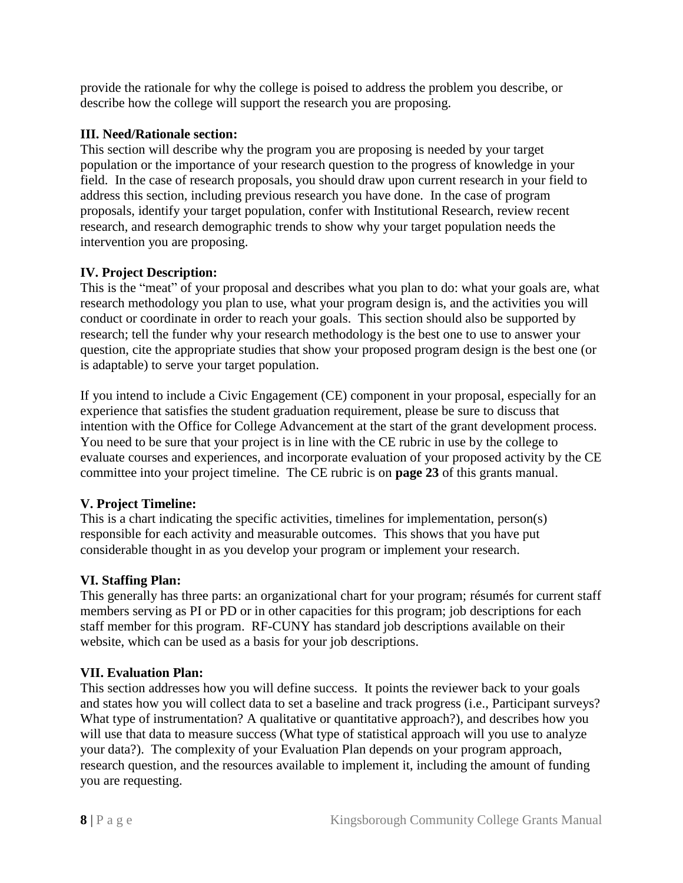provide the rationale for why the college is poised to address the problem you describe, or describe how the college will support the research you are proposing.

**III. Need/Rationale section:**
This section will describe why the program you are proposing is needed by your target population or the importance of your research question to the progress of knowledge in your field. In the case of research proposals, you should draw upon current research in your field to address this section, including previous research you have done. In the case of program proposals, identify your target population, confer with Institutional Research, review recent research, and research demographic trends to show why your target population needs the intervention you are proposing.

**IV. Project Description:**
This is the "meat" of your proposal and describes what you plan to do: what your goals are, what research methodology you plan to use, what your program design is, and the activities you will conduct or coordinate in order to reach your goals. This section should also be supported by research; tell the funder why your research methodology is the best one to use to answer your question, cite the appropriate studies that show your proposed program design is the best one (or is adaptable) to serve your target population.

If you intend to include a Civic Engagement (CE) component in your proposal, especially for an experience that satisfies the student graduation requirement, please be sure to discuss that intention with the Office for College Advancement at the start of the grant development process. You need to be sure that your project is in line with the CE rubric in use by the college to evaluate courses and experiences, and incorporate evaluation of your proposed activity by the CE committee into your project timeline. The CE rubric is on **page 23** of this grants manual.

**V. Project Timeline:**
This is a chart indicating the specific activities, timelines for implementation, person(s) responsible for each activity and measurable outcomes. This shows that you have put considerable thought in as you develop your program or implement your research.

**VI. Staffing Plan:**
This generally has three parts: an organizational chart for your program; résumés for current staff members serving as PI or PD or in other capacities for this program; job descriptions for each staff member for this program. RF-CUNY has standard job descriptions available on their website, which can be used as a basis for your job descriptions.

**VII. Evaluation Plan:**
This section addresses how you will define success. It points the reviewer back to your goals and states how you will collect data to set a baseline and track progress (i.e., Participant surveys? What type of instrumentation? A qualitative or quantitative approach?), and describes how you will use that data to measure success (What type of statistical approach will you use to analyze your data?). The complexity of your Evaluation Plan depends on your program approach, research question, and the resources available to implement it, including the amount of funding you are requesting.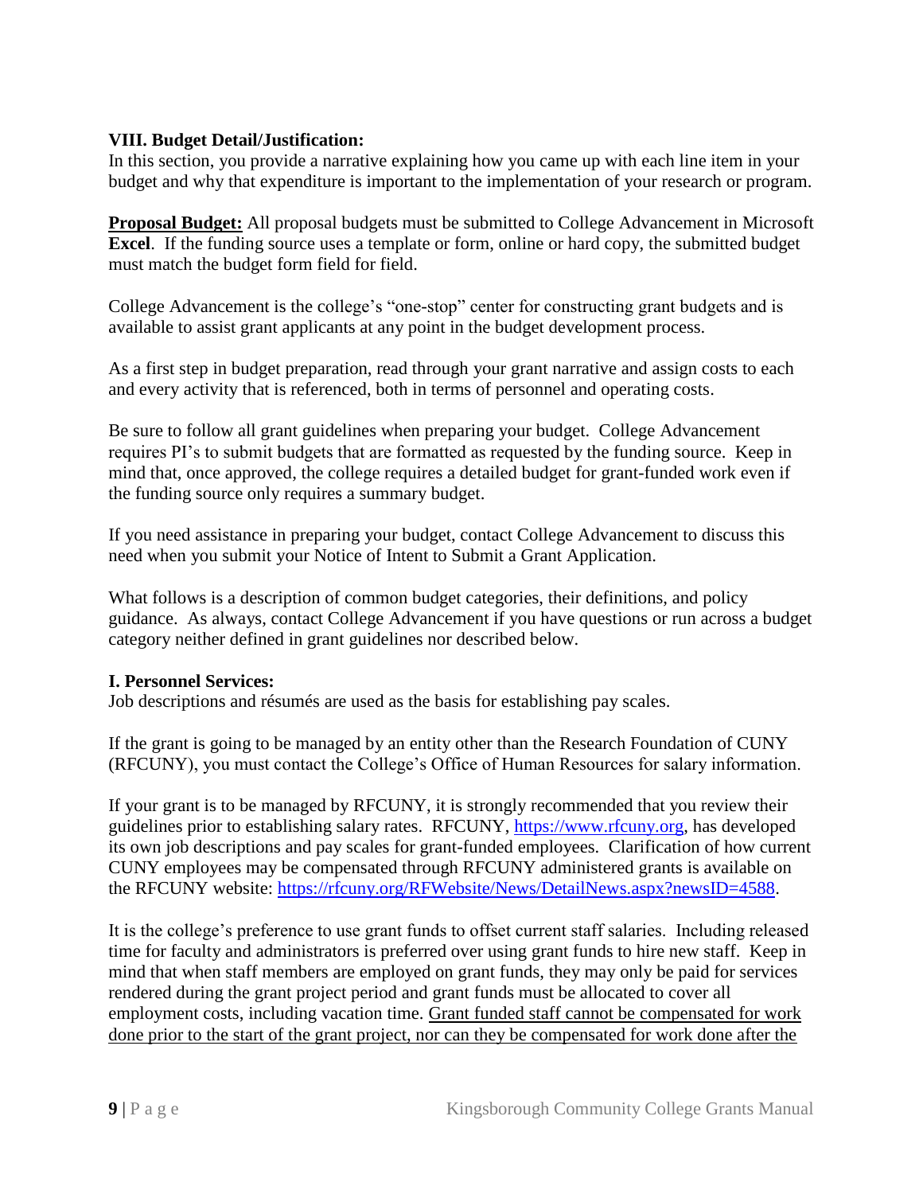**VIII. Budget Detail/Justification:**
In this section, you provide a narrative explaining how you came up with each line item in your budget and why that expenditure is important to the implementation of your research or program.

**Proposal Budget:** All proposal budgets must be submitted to College Advancement in Microsoft **Excel**. If the funding source uses a template or form, online or hard copy, the submitted budget must match the budget form field for field.

College Advancement is the college's "one-stop" center for constructing grant budgets and is available to assist grant applicants at any point in the budget development process.

As a first step in budget preparation, read through your grant narrative and assign costs to each and every activity that is referenced, both in terms of personnel and operating costs.

Be sure to follow all grant guidelines when preparing your budget. College Advancement requires PI's to submit budgets that are formatted as requested by the funding source. Keep in mind that, once approved, the college requires a detailed budget for grant-funded work even if the funding source only requires a summary budget.

If you need assistance in preparing your budget, contact College Advancement to discuss this need when you submit your Notice of Intent to Submit a Grant Application.

What follows is a description of common budget categories, their definitions, and policy guidance. As always, contact College Advancement if you have questions or run across a budget category neither defined in grant guidelines nor described below.

**I. Personnel Services:**
Job descriptions and résumés are used as the basis for establishing pay scales.

If the grant is going to be managed by an entity other than the Research Foundation of CUNY (RFCUNY), you must contact the College's Office of Human Resources for salary information.

If your grant is to be managed by RFCUNY, it is strongly recommended that you review their guidelines prior to establishing salary rates. RFCUNY, https://www.rfcuny.org, has developed its own job descriptions and pay scales for grant-funded employees. Clarification of how current CUNY employees may be compensated through RFCUNY administered grants is available on the RFCUNY website: https://rfcuny.org/RFWebsite/News/DetailNews.aspx?newsID=4588.

It is the college's preference to use grant funds to offset current staff salaries. Including released time for faculty and administrators is preferred over using grant funds to hire new staff. Keep in mind that when staff members are employed on grant funds, they may only be paid for services rendered during the grant project period and grant funds must be allocated to cover all employment costs, including vacation time. Grant funded staff cannot be compensated for work done prior to the start of the grant project, nor can they be compensated for work done after the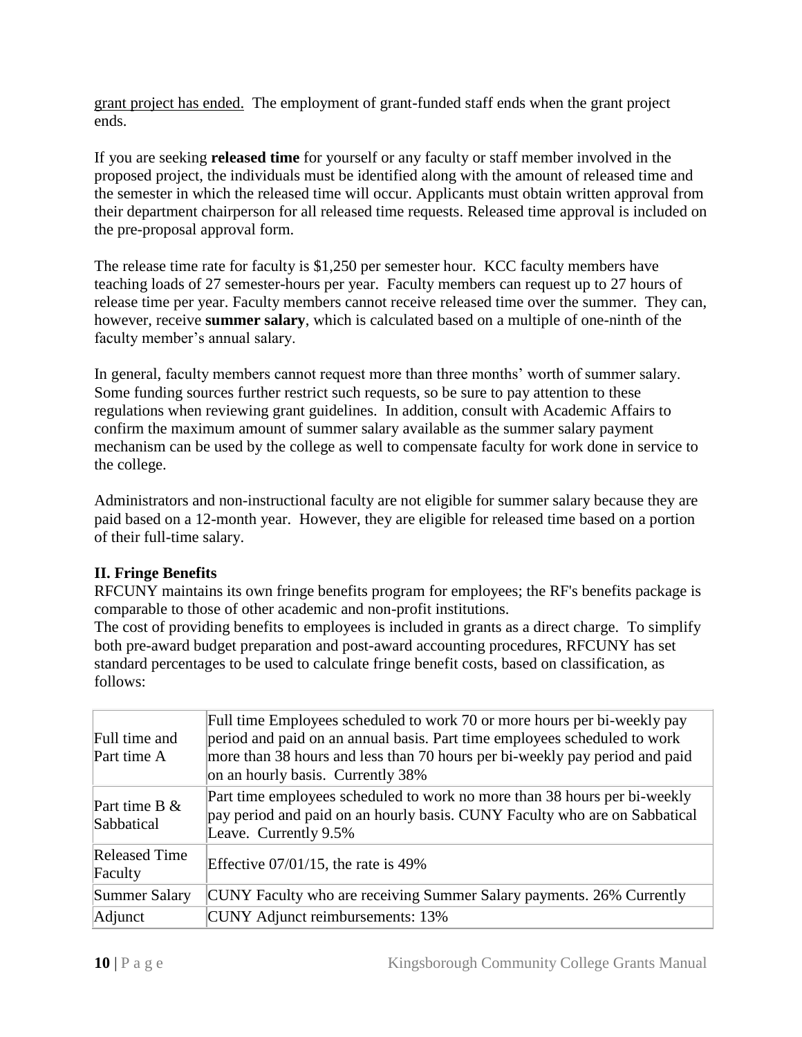grant project has ended. The employment of grant-funded staff ends when the grant project ends.

If you are seeking **released time** for yourself or any faculty or staff member involved in the proposed project, the individuals must be identified along with the amount of released time and the semester in which the released time will occur. Applicants must obtain written approval from their department chairperson for all released time requests. Released time approval is included on the pre-proposal approval form.

The release time rate for faculty is $1,250 per semester hour. KCC faculty members have teaching loads of 27 semester-hours per year. Faculty members can request up to 27 hours of release time per year. Faculty members cannot receive released time over the summer. They can, however, receive **summer salary**, which is calculated based on a multiple of one-ninth of the faculty member's annual salary.

In general, faculty members cannot request more than three months' worth of summer salary. Some funding sources further restrict such requests, so be sure to pay attention to these regulations when reviewing grant guidelines. In addition, consult with Academic Affairs to confirm the maximum amount of summer salary available as the summer salary payment mechanism can be used by the college as well to compensate faculty for work done in service to the college.

Administrators and non-instructional faculty are not eligible for summer salary because they are paid based on a 12-month year. However, they are eligible for released time based on a portion of their full-time salary.

## II. Fringe Benefits

RFCUNY maintains its own fringe benefits program for employees; the RF's benefits package is comparable to those of other academic and non-profit institutions.

The cost of providing benefits to employees is included in grants as a direct charge. To simplify both pre-award budget preparation and post-award accounting procedures, RFCUNY has set standard percentages to be used to calculate fringe benefit costs, based on classification, as follows:

| | |
|---|---|
| Full time and Part time A | Full time Employees scheduled to work 70 or more hours per bi-weekly pay period and paid on an annual basis. Part time employees scheduled to work more than 38 hours and less than 70 hours per bi-weekly pay period and paid on an hourly basis. Currently 38% |
| Part time B & Sabbatical | Part time employees scheduled to work no more than 38 hours per bi-weekly pay period and paid on an hourly basis. CUNY Faculty who are on Sabbatical Leave. Currently 9.5% |
| Released Time Faculty | Effective 07/01/15, the rate is 49% |
| Summer Salary | CUNY Faculty who are receiving Summer Salary payments. 26% Currently |
| Adjunct | CUNY Adjunct reimbursements: 13% |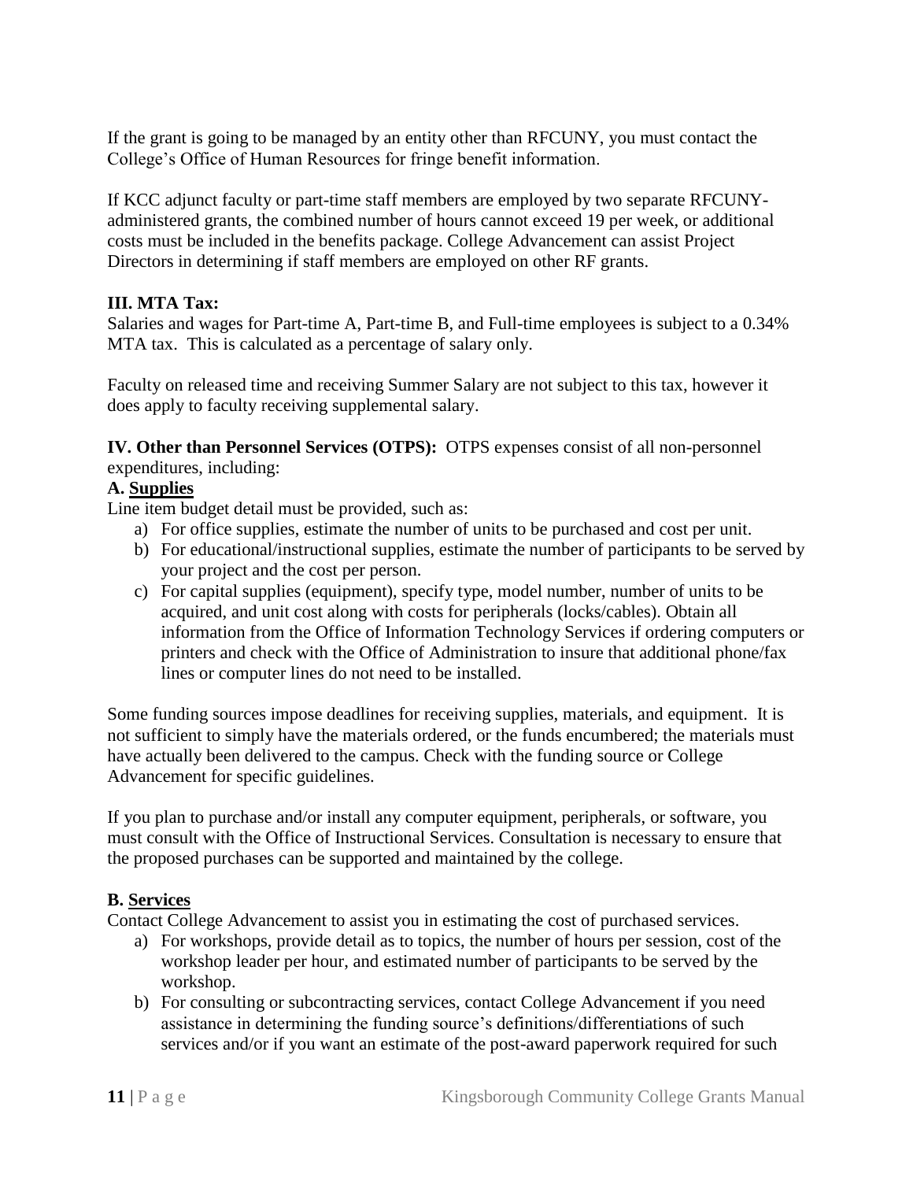If the grant is going to be managed by an entity other than RFCUNY, you must contact the College's Office of Human Resources for fringe benefit information.

If KCC adjunct faculty or part-time staff members are employed by two separate RFCUNY-administered grants, the combined number of hours cannot exceed 19 per week, or additional costs must be included in the benefits package. College Advancement can assist Project Directors in determining if staff members are employed on other RF grants.

**III. MTA Tax:**

Salaries and wages for Part-time A, Part-time B, and Full-time employees is subject to a 0.34% MTA tax. This is calculated as a percentage of salary only.

Faculty on released time and receiving Summer Salary are not subject to this tax, however it does apply to faculty receiving supplemental salary.

**IV. Other than Personnel Services (OTPS):** OTPS expenses consist of all non-personnel expenditures, including:

**A. Supplies**

Line item budget detail must be provided, such as:

a) For office supplies, estimate the number of units to be purchased and cost per unit.
b) For educational/instructional supplies, estimate the number of participants to be served by your project and the cost per person.
c) For capital supplies (equipment), specify type, model number, number of units to be acquired, and unit cost along with costs for peripherals (locks/cables). Obtain all information from the Office of Information Technology Services if ordering computers or printers and check with the Office of Administration to insure that additional phone/fax lines or computer lines do not need to be installed.

Some funding sources impose deadlines for receiving supplies, materials, and equipment. It is not sufficient to simply have the materials ordered, or the funds encumbered; the materials must have actually been delivered to the campus. Check with the funding source or College Advancement for specific guidelines.

If you plan to purchase and/or install any computer equipment, peripherals, or software, you must consult with the Office of Instructional Services. Consultation is necessary to ensure that the proposed purchases can be supported and maintained by the college.

**B. Services**

Contact College Advancement to assist you in estimating the cost of purchased services.

a) For workshops, provide detail as to topics, the number of hours per session, cost of the workshop leader per hour, and estimated number of participants to be served by the workshop.
b) For consulting or subcontracting services, contact College Advancement if you need assistance in determining the funding source's definitions/differentiations of such services and/or if you want an estimate of the post-award paperwork required for such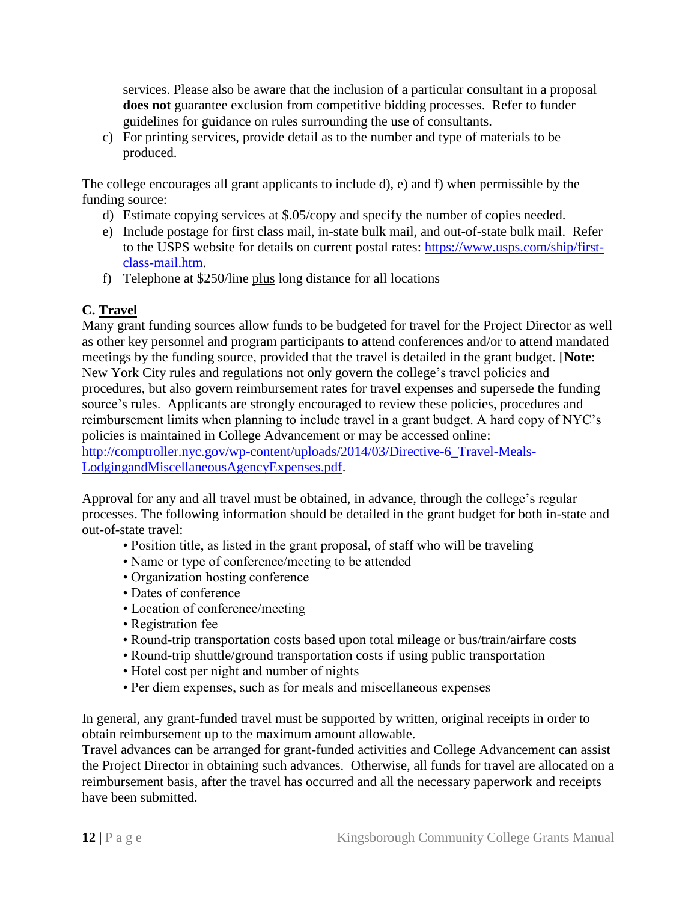services. Please also be aware that the inclusion of a particular consultant in a proposal **does not** guarantee exclusion from competitive bidding processes. Refer to funder guidelines for guidance on rules surrounding the use of consultants.

c) For printing services, provide detail as to the number and type of materials to be produced.

The college encourages all grant applicants to include d), e) and f) when permissible by the funding source:

d) Estimate copying services at $.05/copy and specify the number of copies needed.
e) Include postage for first class mail, in-state bulk mail, and out-of-state bulk mail. Refer to the USPS website for details on current postal rates: https://www.usps.com/ship/first-class-mail.htm.
f) Telephone at $250/line plus long distance for all locations

## C. Travel

Many grant funding sources allow funds to be budgeted for travel for the Project Director as well as other key personnel and program participants to attend conferences and/or to attend mandated meetings by the funding source, provided that the travel is detailed in the grant budget. [**Note**: New York City rules and regulations not only govern the college's travel policies and procedures, but also govern reimbursement rates for travel expenses and supersede the funding source's rules. Applicants are strongly encouraged to review these policies, procedures and reimbursement limits when planning to include travel in a grant budget. A hard copy of NYC's policies is maintained in College Advancement or may be accessed online: http://comptroller.nyc.gov/wp-content/uploads/2014/03/Directive-6_Travel-Meals-LodgingandMiscellaneousAgencyExpenses.pdf.

Approval for any and all travel must be obtained, in advance, through the college's regular processes. The following information should be detailed in the grant budget for both in-state and out-of-state travel:

- Position title, as listed in the grant proposal, of staff who will be traveling
- Name or type of conference/meeting to be attended
- Organization hosting conference
- Dates of conference
- Location of conference/meeting
- Registration fee
- Round-trip transportation costs based upon total mileage or bus/train/airfare costs
- Round-trip shuttle/ground transportation costs if using public transportation
- Hotel cost per night and number of nights
- Per diem expenses, such as for meals and miscellaneous expenses

In general, any grant-funded travel must be supported by written, original receipts in order to obtain reimbursement up to the maximum amount allowable.

Travel advances can be arranged for grant-funded activities and College Advancement can assist the Project Director in obtaining such advances. Otherwise, all funds for travel are allocated on a reimbursement basis, after the travel has occurred and all the necessary paperwork and receipts have been submitted.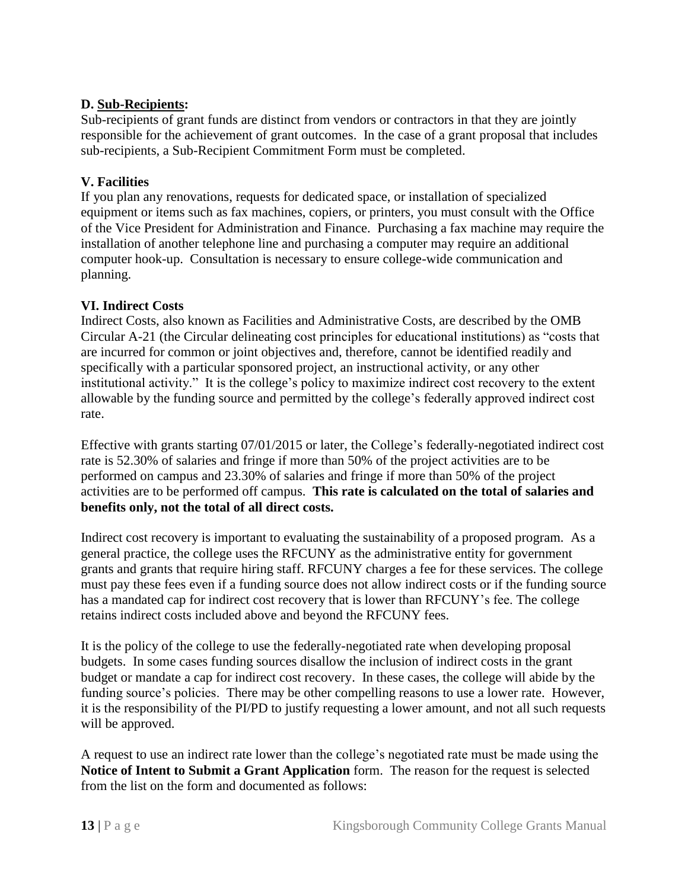### D. **Sub-Recipients:**

Sub-recipients of grant funds are distinct from vendors or contractors in that they are jointly responsible for the achievement of grant outcomes. In the case of a grant proposal that includes sub-recipients, a Sub-Recipient Commitment Form must be completed.

## V. Facilities

If you plan any renovations, requests for dedicated space, or installation of specialized equipment or items such as fax machines, copiers, or printers, you must consult with the Office of the Vice President for Administration and Finance. Purchasing a fax machine may require the installation of another telephone line and purchasing a computer may require an additional computer hook-up. Consultation is necessary to ensure college-wide communication and planning.

## VI. Indirect Costs

Indirect Costs, also known as Facilities and Administrative Costs, are described by the OMB Circular A-21 (the Circular delineating cost principles for educational institutions) as "costs that are incurred for common or joint objectives and, therefore, cannot be identified readily and specifically with a particular sponsored project, an instructional activity, or any other institutional activity." It is the college's policy to maximize indirect cost recovery to the extent allowable by the funding source and permitted by the college's federally approved indirect cost rate.

Effective with grants starting 07/01/2015 or later, the College's federally-negotiated indirect cost rate is 52.30% of salaries and fringe if more than 50% of the project activities are to be performed on campus and 23.30% of salaries and fringe if more than 50% of the project activities are to be performed off campus. **This rate is calculated on the total of salaries and benefits only, not the total of all direct costs.**

Indirect cost recovery is important to evaluating the sustainability of a proposed program. As a general practice, the college uses the RFCUNY as the administrative entity for government grants and grants that require hiring staff. RFCUNY charges a fee for these services. The college must pay these fees even if a funding source does not allow indirect costs or if the funding source has a mandated cap for indirect cost recovery that is lower than RFCUNY's fee. The college retains indirect costs included above and beyond the RFCUNY fees.

It is the policy of the college to use the federally-negotiated rate when developing proposal budgets. In some cases funding sources disallow the inclusion of indirect costs in the grant budget or mandate a cap for indirect cost recovery. In these cases, the college will abide by the funding source's policies. There may be other compelling reasons to use a lower rate. However, it is the responsibility of the PI/PD to justify requesting a lower amount, and not all such requests will be approved.

A request to use an indirect rate lower than the college's negotiated rate must be made using the **Notice of Intent to Submit a Grant Application** form. The reason for the request is selected from the list on the form and documented as follows: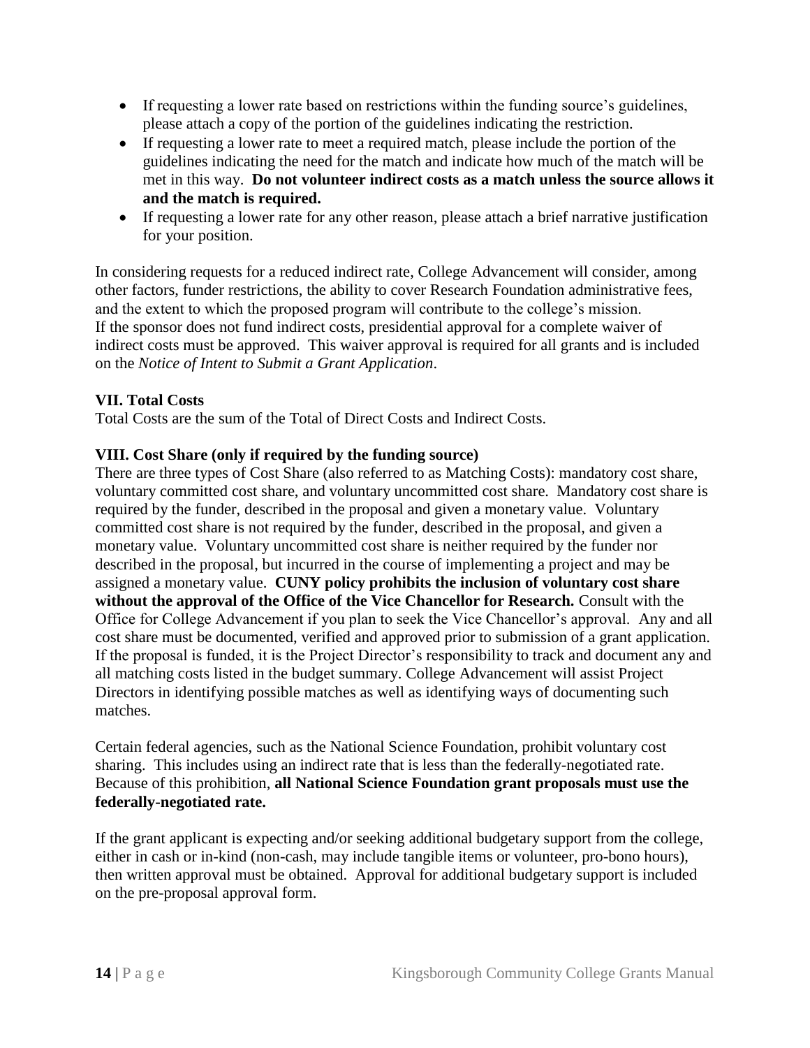- If requesting a lower rate based on restrictions within the funding source's guidelines, please attach a copy of the portion of the guidelines indicating the restriction.
- If requesting a lower rate to meet a required match, please include the portion of the guidelines indicating the need for the match and indicate how much of the match will be met in this way. **Do not volunteer indirect costs as a match unless the source allows it and the match is required.**
- If requesting a lower rate for any other reason, please attach a brief narrative justification for your position.

In considering requests for a reduced indirect rate, College Advancement will consider, among other factors, funder restrictions, the ability to cover Research Foundation administrative fees, and the extent to which the proposed program will contribute to the college's mission. If the sponsor does not fund indirect costs, presidential approval for a complete waiver of indirect costs must be approved. This waiver approval is required for all grants and is included on the *Notice of Intent to Submit a Grant Application*.

**VII. Total Costs**

Total Costs are the sum of the Total of Direct Costs and Indirect Costs.

**VIII. Cost Share (only if required by the funding source)**

There are three types of Cost Share (also referred to as Matching Costs): mandatory cost share, voluntary committed cost share, and voluntary uncommitted cost share. Mandatory cost share is required by the funder, described in the proposal and given a monetary value. Voluntary committed cost share is not required by the funder, described in the proposal, and given a monetary value. Voluntary uncommitted cost share is neither required by the funder nor described in the proposal, but incurred in the course of implementing a project and may be assigned a monetary value. **CUNY policy prohibits the inclusion of voluntary cost share without the approval of the Office of the Vice Chancellor for Research.** Consult with the Office for College Advancement if you plan to seek the Vice Chancellor's approval. Any and all cost share must be documented, verified and approved prior to submission of a grant application. If the proposal is funded, it is the Project Director's responsibility to track and document any and all matching costs listed in the budget summary. College Advancement will assist Project Directors in identifying possible matches as well as identifying ways of documenting such matches.

Certain federal agencies, such as the National Science Foundation, prohibit voluntary cost sharing. This includes using an indirect rate that is less than the federally-negotiated rate. Because of this prohibition, **all National Science Foundation grant proposals must use the federally-negotiated rate.**

If the grant applicant is expecting and/or seeking additional budgetary support from the college, either in cash or in-kind (non-cash, may include tangible items or volunteer, pro-bono hours), then written approval must be obtained. Approval for additional budgetary support is included on the pre-proposal approval form.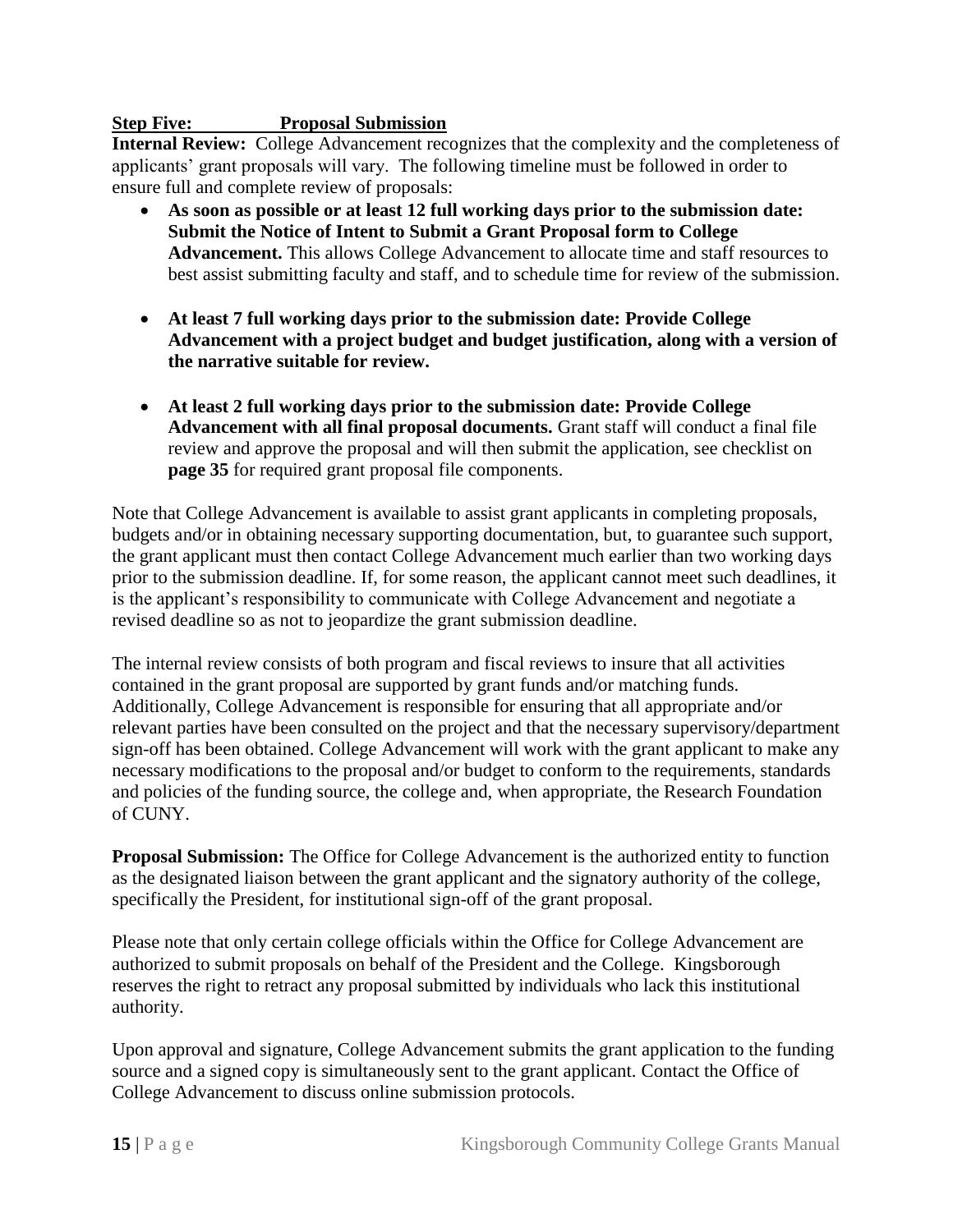**<u>Step Five: Proposal Submission</u>**

**Internal Review:** College Advancement recognizes that the complexity and the completeness of applicants' grant proposals will vary. The following timeline must be followed in order to ensure full and complete review of proposals:

- **As soon as possible or at least 12 full working days prior to the submission date: Submit the Notice of Intent to Submit a Grant Proposal form to College Advancement.** This allows College Advancement to allocate time and staff resources to best assist submitting faculty and staff, and to schedule time for review of the submission.

- **At least 7 full working days prior to the submission date: Provide College Advancement with a project budget and budget justification, along with a version of the narrative suitable for review.**

- **At least 2 full working days prior to the submission date: Provide College Advancement with all final proposal documents.** Grant staff will conduct a final file review and approve the proposal and will then submit the application, see checklist on **page 35** for required grant proposal file components.

Note that College Advancement is available to assist grant applicants in completing proposals, budgets and/or in obtaining necessary supporting documentation, but, to guarantee such support, the grant applicant must then contact College Advancement much earlier than two working days prior to the submission deadline. If, for some reason, the applicant cannot meet such deadlines, it is the applicant's responsibility to communicate with College Advancement and negotiate a revised deadline so as not to jeopardize the grant submission deadline.

The internal review consists of both program and fiscal reviews to insure that all activities contained in the grant proposal are supported by grant funds and/or matching funds. Additionally, College Advancement is responsible for ensuring that all appropriate and/or relevant parties have been consulted on the project and that the necessary supervisory/department sign-off has been obtained. College Advancement will work with the grant applicant to make any necessary modifications to the proposal and/or budget to conform to the requirements, standards and policies of the funding source, the college and, when appropriate, the Research Foundation of CUNY.

**Proposal Submission:** The Office for College Advancement is the authorized entity to function as the designated liaison between the grant applicant and the signatory authority of the college, specifically the President, for institutional sign-off of the grant proposal.

Please note that only certain college officials within the Office for College Advancement are authorized to submit proposals on behalf of the President and the College. Kingsborough reserves the right to retract any proposal submitted by individuals who lack this institutional authority.

Upon approval and signature, College Advancement submits the grant application to the funding source and a signed copy is simultaneously sent to the grant applicant. Contact the Office of College Advancement to discuss online submission protocols.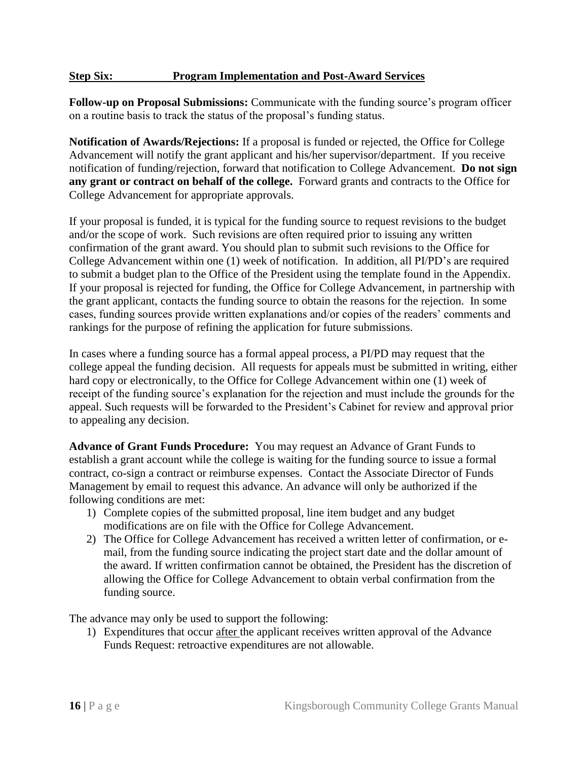## Step Six: Program Implementation and Post-Award Services

**Follow-up on Proposal Submissions:** Communicate with the funding source's program officer on a routine basis to track the status of the proposal's funding status.

**Notification of Awards/Rejections:** If a proposal is funded or rejected, the Office for College Advancement will notify the grant applicant and his/her supervisor/department. If you receive notification of funding/rejection, forward that notification to College Advancement. **Do not sign any grant or contract on behalf of the college.** Forward grants and contracts to the Office for College Advancement for appropriate approvals.

If your proposal is funded, it is typical for the funding source to request revisions to the budget and/or the scope of work. Such revisions are often required prior to issuing any written confirmation of the grant award. You should plan to submit such revisions to the Office for College Advancement within one (1) week of notification. In addition, all PI/PD's are required to submit a budget plan to the Office of the President using the template found in the Appendix. If your proposal is rejected for funding, the Office for College Advancement, in partnership with the grant applicant, contacts the funding source to obtain the reasons for the rejection. In some cases, funding sources provide written explanations and/or copies of the readers' comments and rankings for the purpose of refining the application for future submissions.

In cases where a funding source has a formal appeal process, a PI/PD may request that the college appeal the funding decision. All requests for appeals must be submitted in writing, either hard copy or electronically, to the Office for College Advancement within one (1) week of receipt of the funding source's explanation for the rejection and must include the grounds for the appeal. Such requests will be forwarded to the President's Cabinet for review and approval prior to appealing any decision.

**Advance of Grant Funds Procedure:** You may request an Advance of Grant Funds to establish a grant account while the college is waiting for the funding source to issue a formal contract, co-sign a contract or reimburse expenses. Contact the Associate Director of Funds Management by email to request this advance. An advance will only be authorized if the following conditions are met:

1) Complete copies of the submitted proposal, line item budget and any budget modifications are on file with the Office for College Advancement.
2) The Office for College Advancement has received a written letter of confirmation, or e-mail, from the funding source indicating the project start date and the dollar amount of the award. If written confirmation cannot be obtained, the President has the discretion of allowing the Office for College Advancement to obtain verbal confirmation from the funding source.

The advance may only be used to support the following:

1) Expenditures that occur after the applicant receives written approval of the Advance Funds Request: retroactive expenditures are not allowable.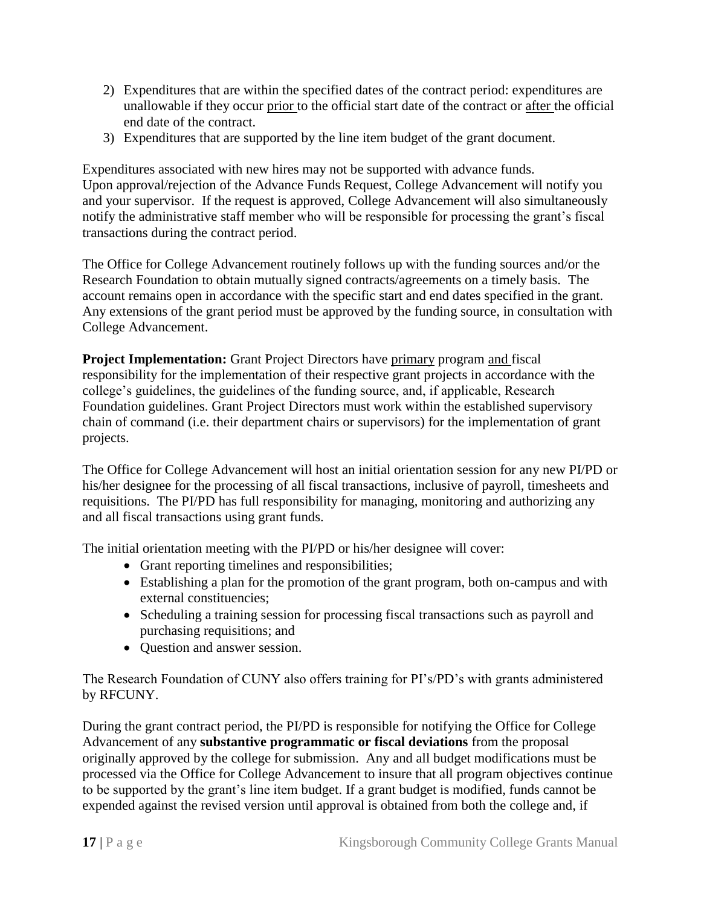2) Expenditures that are within the specified dates of the contract period: expenditures are unallowable if they occur prior to the official start date of the contract or after the official end date of the contract.
3) Expenditures that are supported by the line item budget of the grant document.

Expenditures associated with new hires may not be supported with advance funds. Upon approval/rejection of the Advance Funds Request, College Advancement will notify you and your supervisor. If the request is approved, College Advancement will also simultaneously notify the administrative staff member who will be responsible for processing the grant's fiscal transactions during the contract period.

The Office for College Advancement routinely follows up with the funding sources and/or the Research Foundation to obtain mutually signed contracts/agreements on a timely basis. The account remains open in accordance with the specific start and end dates specified in the grant. Any extensions of the grant period must be approved by the funding source, in consultation with College Advancement.

**Project Implementation:** Grant Project Directors have primary program and fiscal responsibility for the implementation of their respective grant projects in accordance with the college's guidelines, the guidelines of the funding source, and, if applicable, Research Foundation guidelines. Grant Project Directors must work within the established supervisory chain of command (i.e. their department chairs or supervisors) for the implementation of grant projects.

The Office for College Advancement will host an initial orientation session for any new PI/PD or his/her designee for the processing of all fiscal transactions, inclusive of payroll, timesheets and requisitions. The PI/PD has full responsibility for managing, monitoring and authorizing any and all fiscal transactions using grant funds.

The initial orientation meeting with the PI/PD or his/her designee will cover:

- Grant reporting timelines and responsibilities;
- Establishing a plan for the promotion of the grant program, both on-campus and with external constituencies;
- Scheduling a training session for processing fiscal transactions such as payroll and purchasing requisitions; and
- Question and answer session.

The Research Foundation of CUNY also offers training for PI's/PD's with grants administered by RFCUNY.

During the grant contract period, the PI/PD is responsible for notifying the Office for College Advancement of any **substantive programmatic or fiscal deviations** from the proposal originally approved by the college for submission. Any and all budget modifications must be processed via the Office for College Advancement to insure that all program objectives continue to be supported by the grant's line item budget. If a grant budget is modified, funds cannot be expended against the revised version until approval is obtained from both the college and, if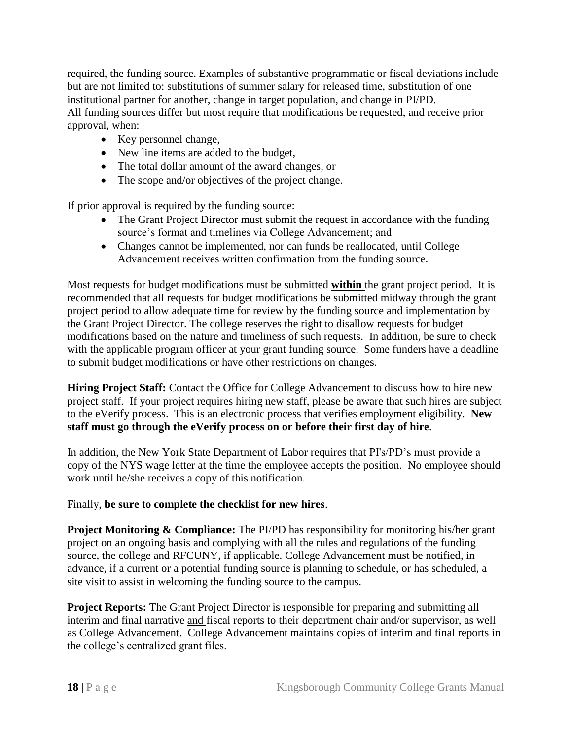required, the funding source. Examples of substantive programmatic or fiscal deviations include but are not limited to: substitutions of summer salary for released time, substitution of one institutional partner for another, change in target population, and change in PI/PD.
All funding sources differ but most require that modifications be requested, and receive prior approval, when:

- Key personnel change,
- New line items are added to the budget,
- The total dollar amount of the award changes, or
- The scope and/or objectives of the project change.

If prior approval is required by the funding source:

- The Grant Project Director must submit the request in accordance with the funding source's format and timelines via College Advancement; and
- Changes cannot be implemented, nor can funds be reallocated, until College Advancement receives written confirmation from the funding source.

Most requests for budget modifications must be submitted **within** the grant project period. It is recommended that all requests for budget modifications be submitted midway through the grant project period to allow adequate time for review by the funding source and implementation by the Grant Project Director. The college reserves the right to disallow requests for budget modifications based on the nature and timeliness of such requests. In addition, be sure to check with the applicable program officer at your grant funding source. Some funders have a deadline to submit budget modifications or have other restrictions on changes.

**Hiring Project Staff:** Contact the Office for College Advancement to discuss how to hire new project staff. If your project requires hiring new staff, please be aware that such hires are subject to the eVerify process. This is an electronic process that verifies employment eligibility. **New staff must go through the eVerify process on or before their first day of hire**.

In addition, the New York State Department of Labor requires that PI's/PD's must provide a copy of the NYS wage letter at the time the employee accepts the position. No employee should work until he/she receives a copy of this notification.

Finally, **be sure to complete the checklist for new hires**.

**Project Monitoring & Compliance:** The PI/PD has responsibility for monitoring his/her grant project on an ongoing basis and complying with all the rules and regulations of the funding source, the college and RFCUNY, if applicable. College Advancement must be notified, in advance, if a current or a potential funding source is planning to schedule, or has scheduled, a site visit to assist in welcoming the funding source to the campus.

**Project Reports:** The Grant Project Director is responsible for preparing and submitting all interim and final narrative and fiscal reports to their department chair and/or supervisor, as well as College Advancement. College Advancement maintains copies of interim and final reports in the college's centralized grant files.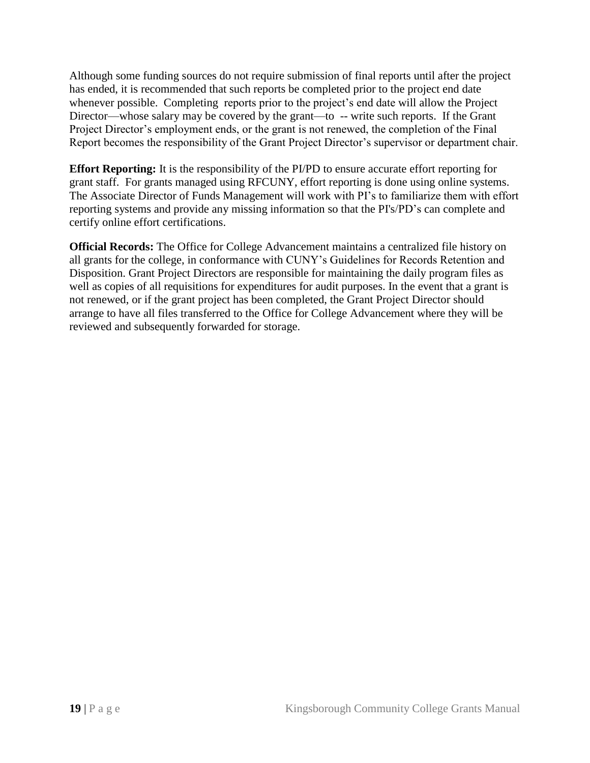Although some funding sources do not require submission of final reports until after the project has ended, it is recommended that such reports be completed prior to the project end date whenever possible. Completing reports prior to the project's end date will allow the Project Director—whose salary may be covered by the grant—to -- write such reports. If the Grant Project Director's employment ends, or the grant is not renewed, the completion of the Final Report becomes the responsibility of the Grant Project Director's supervisor or department chair.

**Effort Reporting:** It is the responsibility of the PI/PD to ensure accurate effort reporting for grant staff. For grants managed using RFCUNY, effort reporting is done using online systems. The Associate Director of Funds Management will work with PI's to familiarize them with effort reporting systems and provide any missing information so that the PI's/PD's can complete and certify online effort certifications.

**Official Records:** The Office for College Advancement maintains a centralized file history on all grants for the college, in conformance with CUNY's Guidelines for Records Retention and Disposition. Grant Project Directors are responsible for maintaining the daily program files as well as copies of all requisitions for expenditures for audit purposes. In the event that a grant is not renewed, or if the grant project has been completed, the Grant Project Director should arrange to have all files transferred to the Office for College Advancement where they will be reviewed and subsequently forwarded for storage.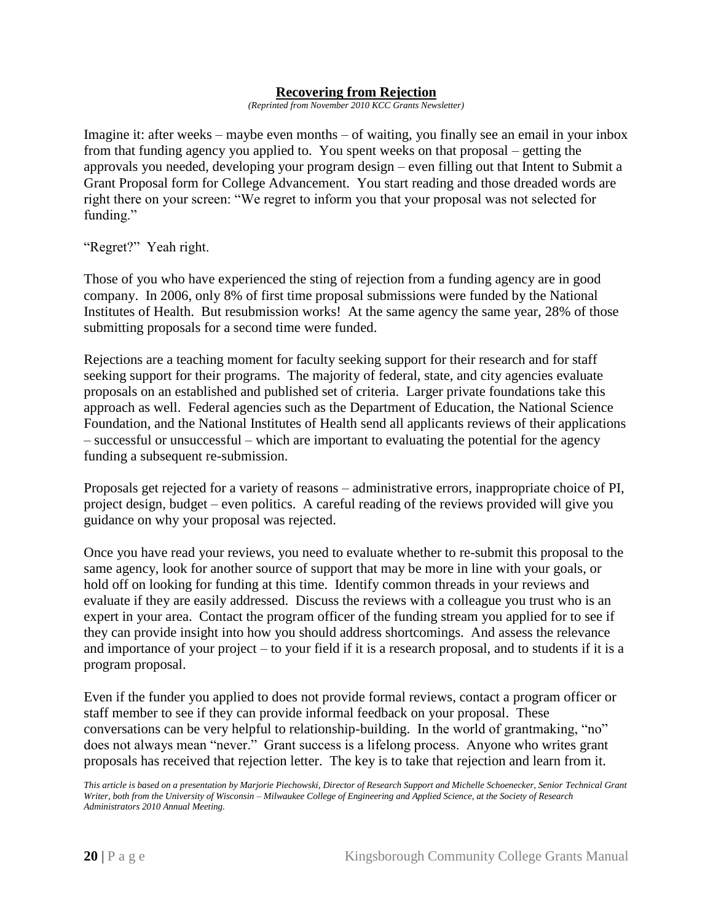## Recovering from Rejection

*(Reprinted from November 2010 KCC Grants Newsletter)*

Imagine it: after weeks – maybe even months – of waiting, you finally see an email in your inbox from that funding agency you applied to. You spent weeks on that proposal – getting the approvals you needed, developing your program design – even filling out that Intent to Submit a Grant Proposal form for College Advancement. You start reading and those dreaded words are right there on your screen: "We regret to inform you that your proposal was not selected for funding."

"Regret?" Yeah right.

Those of you who have experienced the sting of rejection from a funding agency are in good company. In 2006, only 8% of first time proposal submissions were funded by the National Institutes of Health. But resubmission works! At the same agency the same year, 28% of those submitting proposals for a second time were funded.

Rejections are a teaching moment for faculty seeking support for their research and for staff seeking support for their programs. The majority of federal, state, and city agencies evaluate proposals on an established and published set of criteria. Larger private foundations take this approach as well. Federal agencies such as the Department of Education, the National Science Foundation, and the National Institutes of Health send all applicants reviews of their applications – successful or unsuccessful – which are important to evaluating the potential for the agency funding a subsequent re-submission.

Proposals get rejected for a variety of reasons – administrative errors, inappropriate choice of PI, project design, budget – even politics. A careful reading of the reviews provided will give you guidance on why your proposal was rejected.

Once you have read your reviews, you need to evaluate whether to re-submit this proposal to the same agency, look for another source of support that may be more in line with your goals, or hold off on looking for funding at this time. Identify common threads in your reviews and evaluate if they are easily addressed. Discuss the reviews with a colleague you trust who is an expert in your area. Contact the program officer of the funding stream you applied for to see if they can provide insight into how you should address shortcomings. And assess the relevance and importance of your project – to your field if it is a research proposal, and to students if it is a program proposal.

Even if the funder you applied to does not provide formal reviews, contact a program officer or staff member to see if they can provide informal feedback on your proposal. These conversations can be very helpful to relationship-building. In the world of grantmaking, "no" does not always mean "never." Grant success is a lifelong process. Anyone who writes grant proposals has received that rejection letter. The key is to take that rejection and learn from it.

*This article is based on a presentation by Marjorie Piechowski, Director of Research Support and Michelle Schoenecker, Senior Technical Grant Writer, both from the University of Wisconsin – Milwaukee College of Engineering and Applied Science, at the Society of Research Administrators 2010 Annual Meeting.*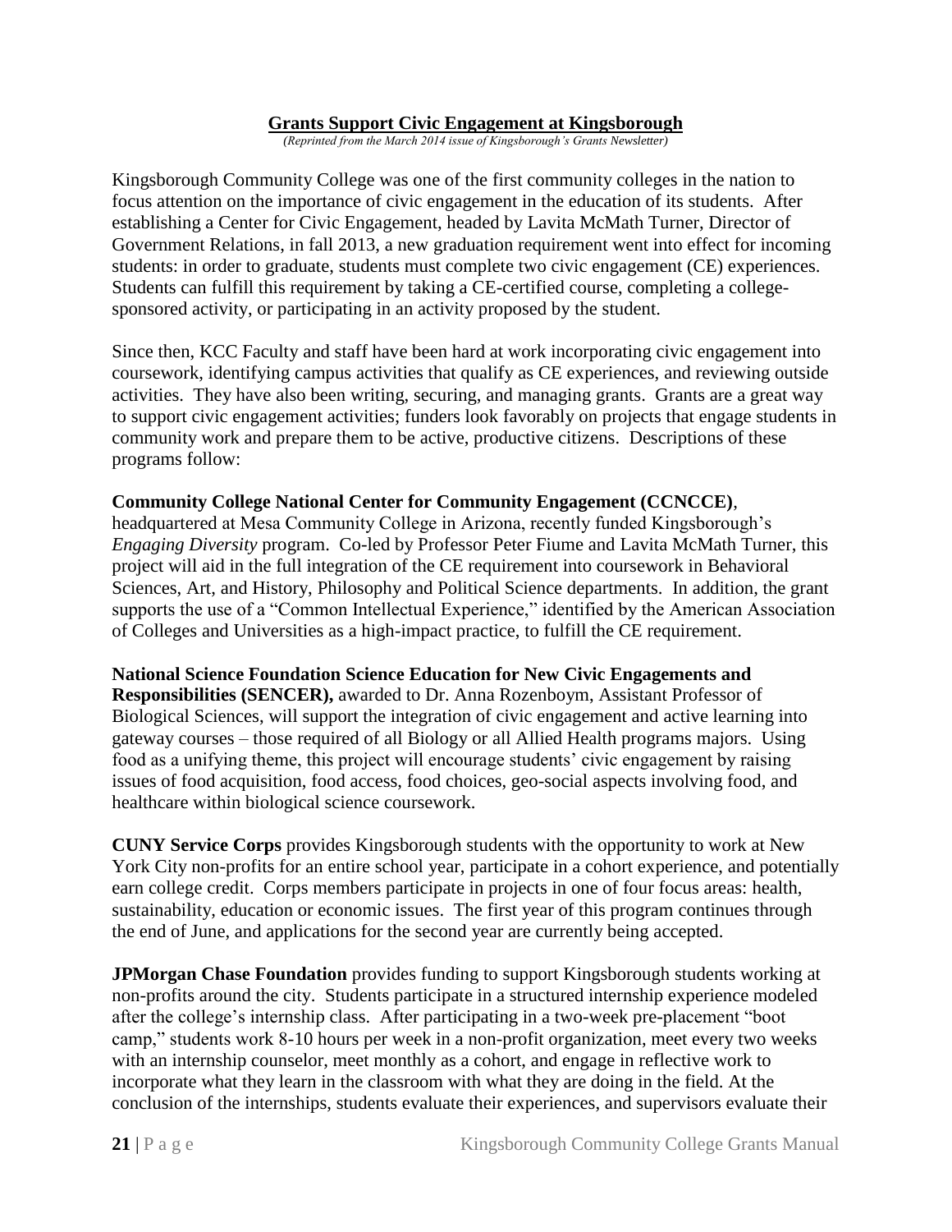## Grants Support Civic Engagement at Kingsborough

*(Reprinted from the March 2014 issue of Kingsborough's Grants Newsletter)*

Kingsborough Community College was one of the first community colleges in the nation to focus attention on the importance of civic engagement in the education of its students. After establishing a Center for Civic Engagement, headed by Lavita McMath Turner, Director of Government Relations, in fall 2013, a new graduation requirement went into effect for incoming students: in order to graduate, students must complete two civic engagement (CE) experiences. Students can fulfill this requirement by taking a CE-certified course, completing a college-sponsored activity, or participating in an activity proposed by the student.

Since then, KCC Faculty and staff have been hard at work incorporating civic engagement into coursework, identifying campus activities that qualify as CE experiences, and reviewing outside activities. They have also been writing, securing, and managing grants. Grants are a great way to support civic engagement activities; funders look favorably on projects that engage students in community work and prepare them to be active, productive citizens. Descriptions of these programs follow:

**Community College National Center for Community Engagement (CCNCCE)**, headquartered at Mesa Community College in Arizona, recently funded Kingsborough's *Engaging Diversity* program. Co-led by Professor Peter Fiume and Lavita McMath Turner, this project will aid in the full integration of the CE requirement into coursework in Behavioral Sciences, Art, and History, Philosophy and Political Science departments. In addition, the grant supports the use of a "Common Intellectual Experience," identified by the American Association of Colleges and Universities as a high-impact practice, to fulfill the CE requirement.

**National Science Foundation Science Education for New Civic Engagements and Responsibilities (SENCER),** awarded to Dr. Anna Rozenboym, Assistant Professor of Biological Sciences, will support the integration of civic engagement and active learning into gateway courses – those required of all Biology or all Allied Health programs majors. Using food as a unifying theme, this project will encourage students' civic engagement by raising issues of food acquisition, food access, food choices, geo-social aspects involving food, and healthcare within biological science coursework.

**CUNY Service Corps** provides Kingsborough students with the opportunity to work at New York City non-profits for an entire school year, participate in a cohort experience, and potentially earn college credit. Corps members participate in projects in one of four focus areas: health, sustainability, education or economic issues. The first year of this program continues through the end of June, and applications for the second year are currently being accepted.

**JPMorgan Chase Foundation** provides funding to support Kingsborough students working at non-profits around the city. Students participate in a structured internship experience modeled after the college's internship class. After participating in a two-week pre-placement "boot camp," students work 8-10 hours per week in a non-profit organization, meet every two weeks with an internship counselor, meet monthly as a cohort, and engage in reflective work to incorporate what they learn in the classroom with what they are doing in the field. At the conclusion of the internships, students evaluate their experiences, and supervisors evaluate their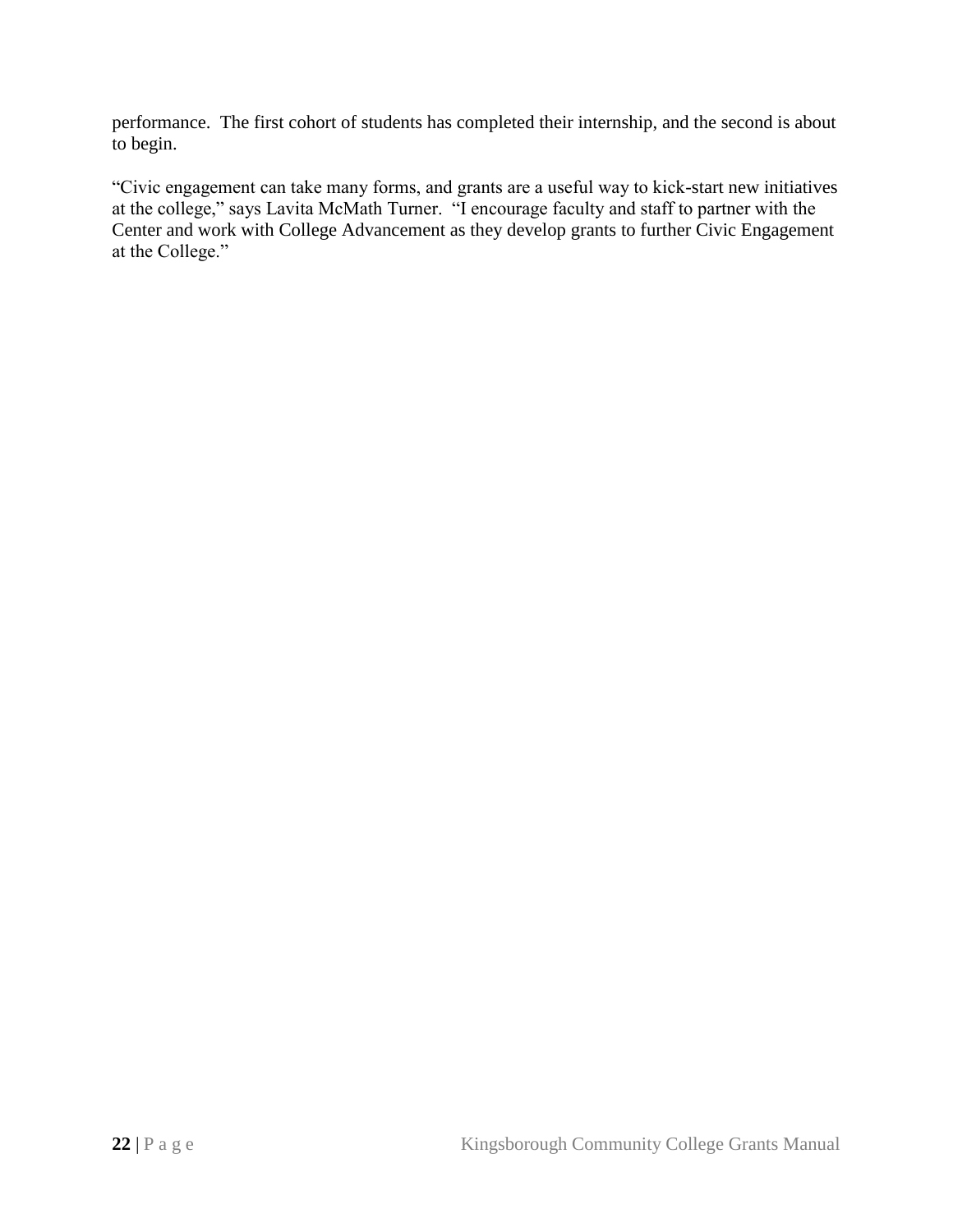performance. The first cohort of students has completed their internship, and the second is about to begin.

"Civic engagement can take many forms, and grants are a useful way to kick-start new initiatives at the college," says Lavita McMath Turner. "I encourage faculty and staff to partner with the Center and work with College Advancement as they develop grants to further Civic Engagement at the College."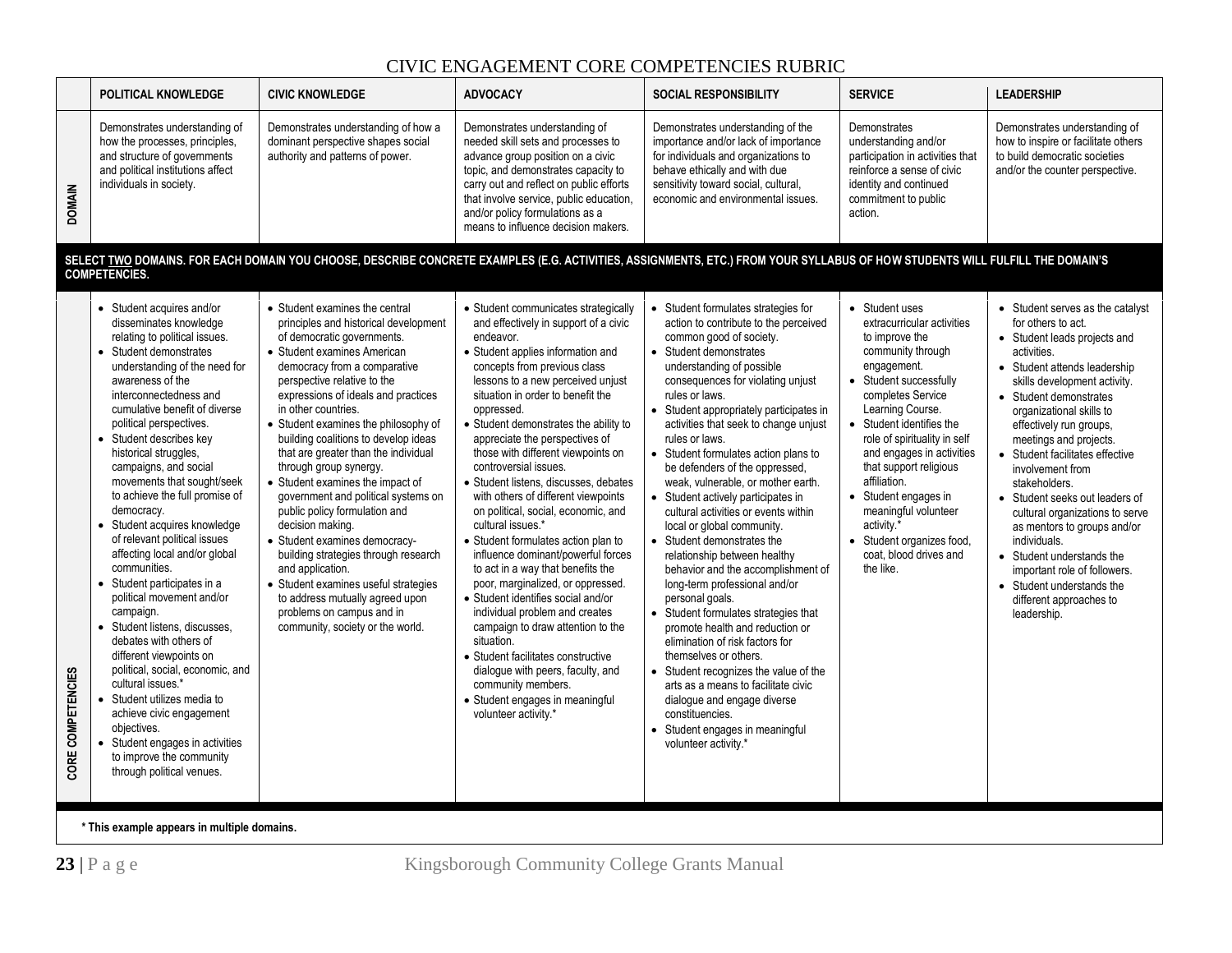# CIVIC ENGAGEMENT CORE COMPETENCIES RUBRIC

| | POLITICAL KNOWLEDGE | CIVIC KNOWLEDGE | ADVOCACY | SOCIAL RESPONSIBILITY | SERVICE | LEADERSHIP |
|---|---|---|---|---|---|---|
| **DOMAIN** | Demonstrates understanding of how the processes, principles, and structure of governments and political institutions affect individuals in society. | Demonstrates understanding of how a dominant perspective shapes social authority and patterns of power. | Demonstrates understanding of needed skill sets and processes to advance group position on a civic topic, and demonstrates capacity to carry out and reflect on public efforts that involve service, public education, and/or policy formulations as a means to influence decision makers. | Demonstrates understanding of the importance and/or lack of importance for individuals and organizations to behave ethically and with due sensitivity toward social, cultural, economic and environmental issues. | Demonstrates understanding and/or participation in activities that reinforce a sense of civic identity and continued commitment to public action. | Demonstrates understanding of how to inspire or facilitate others to build democratic societies and/or the counter perspective. |
| **SELECT TWO DOMAINS. FOR EACH DOMAIN YOU CHOOSE, DESCRIBE CONCRETE EXAMPLES (E.G. ACTIVITIES, ASSIGNMENTS, ETC.) FROM YOUR SYLLABUS OF HOW STUDENTS WILL FULFILL THE DOMAIN'S COMPETENCIES.** | | | | | | |
| **CORE COMPETENCIES** | • Student acquires and/or disseminates knowledge relating to political issues.<br>• Student demonstrates understanding of the need for awareness of the interconnectedness and cumulative benefit of diverse political perspectives.<br>• Student describes key historical struggles, campaigns, and social movements that sought/seek to achieve the full promise of democracy.<br>• Student acquires knowledge of relevant political issues affecting local and/or global communities.<br>• Student participates in a political movement and/or campaign.<br>• Student listens, discusses, debates with others of different viewpoints on political, social, economic, and cultural issues.*<br>• Student utilizes media to achieve civic engagement objectives.<br>• Student engages in activities to improve the community through political venues. | • Student examines the central principles and historical development of democratic governments.<br>• Student examines American democracy from a comparative perspective relative to the expressions of ideals and practices in other countries.<br>• Student examines the philosophy of building coalitions to develop ideas that are greater than the individual through group synergy.<br>• Student examines the impact of government and political systems on public policy formulation and decision making.<br>• Student examines democracy-building strategies through research and application.<br>• Student examines useful strategies to address mutually agreed upon problems on campus and in community, society or the world. | • Student communicates strategically and effectively in support of a civic endeavor.<br>• Student applies information and concepts from previous class lessons to a new perceived unjust situation in order to benefit the oppressed.<br>• Student demonstrates the ability to appreciate the perspectives of those with different viewpoints on controversial issues.<br>• Student listens, discusses, debates with others of different viewpoints on political, social, economic, and cultural issues.*<br>• Student formulates action plan to influence dominant/powerful forces to act in a way that benefits the poor, marginalized, or oppressed.<br>• Student identifies social and/or individual problem and creates campaign to draw attention to the situation.<br>• Student facilitates constructive dialogue with peers, faculty, and community members.<br>• Student engages in meaningful volunteer activity.* | • Student formulates strategies for action to contribute to the perceived common good of society.<br>• Student demonstrates understanding of possible consequences for violating unjust rules or laws.<br>• Student appropriately participates in activities that seek to change unjust rules or laws.<br>• Student formulates action plans to be defenders of the oppressed, weak, vulnerable, or mother earth.<br>• Student actively participates in cultural activities or events within local or global community.<br>• Student demonstrates the relationship between healthy behavior and the accomplishment of long-term professional and/or personal goals.<br>• Student formulates strategies that promote health and reduction or elimination of risk factors for themselves or others.<br>• Student recognizes the value of the arts as a means to facilitate civic dialogue and engage diverse constituencies.<br>• Student engages in meaningful volunteer activity.* | • Student uses extracurricular activities to improve the community through engagement.<br>• Student successfully completes Service Learning Course.<br>• Student identifies the role of spirituality in self and engages in activities that support religious affiliation.<br>• Student engages in meaningful volunteer activity.*<br>• Student organizes food, coat, blood drives and the like. | • Student serves as the catalyst for others to act.<br>• Student leads projects and activities.<br>• Student attends leadership skills development activity.<br>• Student demonstrates organizational skills to effectively run groups, meetings and projects.<br>• Student facilitates effective involvement from stakeholders.<br>• Student seeks out leaders of cultural organizations to serve as mentors to groups and/or individuals.<br>• Student understands the important role of followers.<br>• Student understands the different approaches to leadership. |

**\* This example appears in multiple domains.**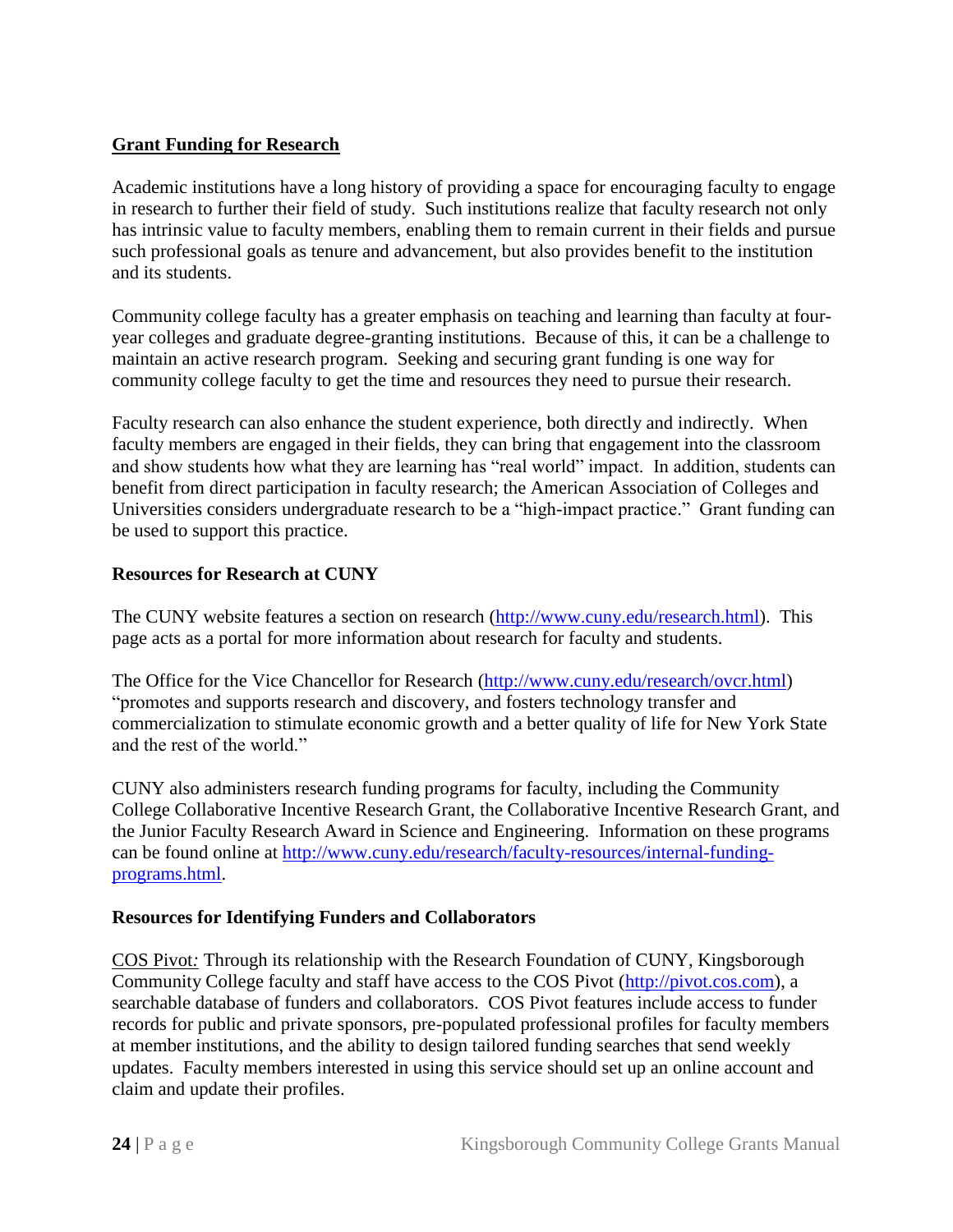## Grant Funding for Research

Academic institutions have a long history of providing a space for encouraging faculty to engage in research to further their field of study. Such institutions realize that faculty research not only has intrinsic value to faculty members, enabling them to remain current in their fields and pursue such professional goals as tenure and advancement, but also provides benefit to the institution and its students.

Community college faculty has a greater emphasis on teaching and learning than faculty at four-year colleges and graduate degree-granting institutions. Because of this, it can be a challenge to maintain an active research program. Seeking and securing grant funding is one way for community college faculty to get the time and resources they need to pursue their research.

Faculty research can also enhance the student experience, both directly and indirectly. When faculty members are engaged in their fields, they can bring that engagement into the classroom and show students how what they are learning has "real world" impact. In addition, students can benefit from direct participation in faculty research; the American Association of Colleges and Universities considers undergraduate research to be a "high-impact practice." Grant funding can be used to support this practice.

### Resources for Research at CUNY

The CUNY website features a section on research (http://www.cuny.edu/research.html). This page acts as a portal for more information about research for faculty and students.

The Office for the Vice Chancellor for Research (http://www.cuny.edu/research/ovcr.html) "promotes and supports research and discovery, and fosters technology transfer and commercialization to stimulate economic growth and a better quality of life for New York State and the rest of the world."

CUNY also administers research funding programs for faculty, including the Community College Collaborative Incentive Research Grant, the Collaborative Incentive Research Grant, and the Junior Faculty Research Award in Science and Engineering. Information on these programs can be found online at http://www.cuny.edu/research/faculty-resources/internal-funding-programs.html.

### Resources for Identifying Funders and Collaborators

COS Pivot*:* Through its relationship with the Research Foundation of CUNY, Kingsborough Community College faculty and staff have access to the COS Pivot (http://pivot.cos.com), a searchable database of funders and collaborators. COS Pivot features include access to funder records for public and private sponsors, pre-populated professional profiles for faculty members at member institutions, and the ability to design tailored funding searches that send weekly updates. Faculty members interested in using this service should set up an online account and claim and update their profiles.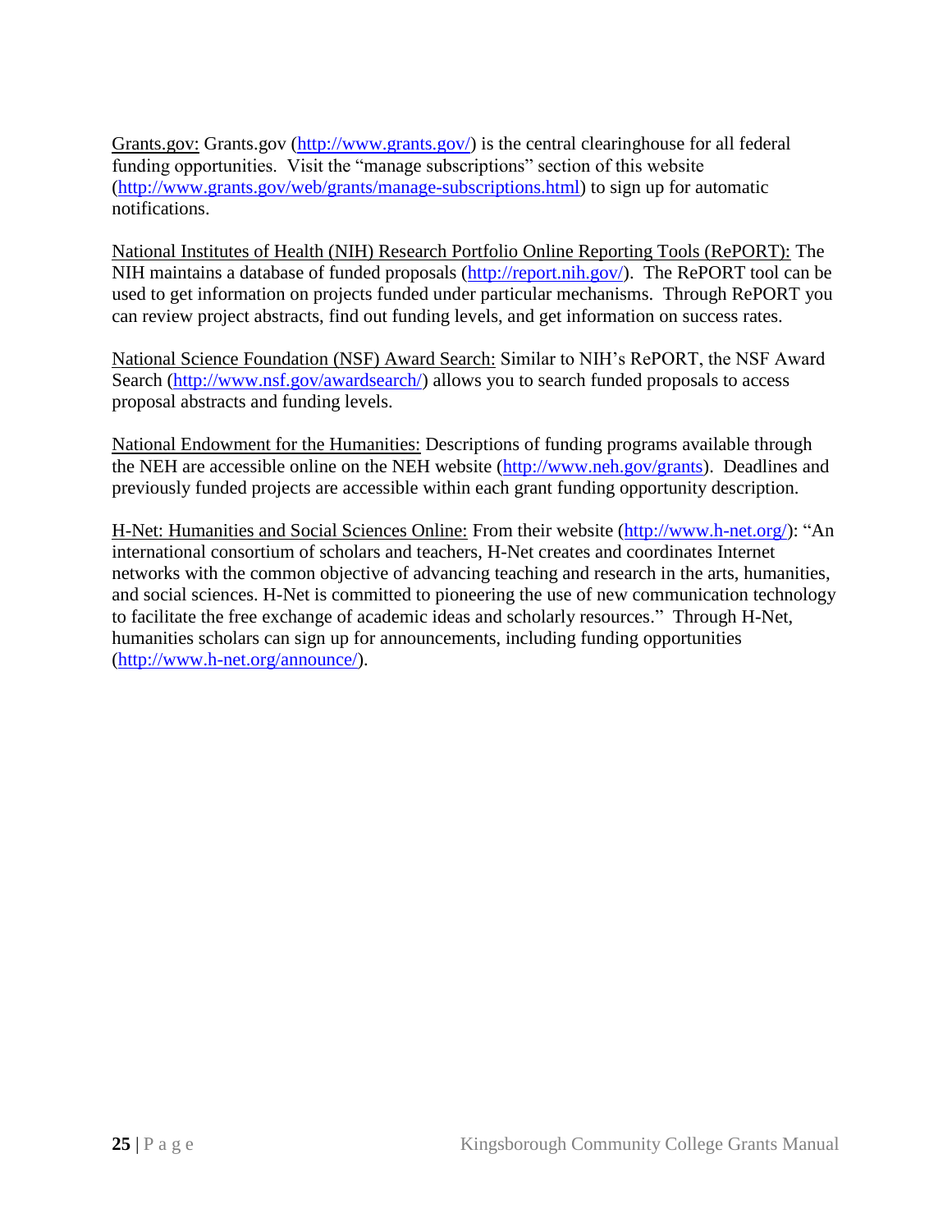Grants.gov: Grants.gov (http://www.grants.gov/) is the central clearinghouse for all federal funding opportunities. Visit the "manage subscriptions" section of this website (http://www.grants.gov/web/grants/manage-subscriptions.html) to sign up for automatic notifications.

National Institutes of Health (NIH) Research Portfolio Online Reporting Tools (RePORT): The NIH maintains a database of funded proposals (http://report.nih.gov/). The RePORT tool can be used to get information on projects funded under particular mechanisms. Through RePORT you can review project abstracts, find out funding levels, and get information on success rates.

National Science Foundation (NSF) Award Search: Similar to NIH's RePORT, the NSF Award Search (http://www.nsf.gov/awardsearch/) allows you to search funded proposals to access proposal abstracts and funding levels.

National Endowment for the Humanities: Descriptions of funding programs available through the NEH are accessible online on the NEH website (http://www.neh.gov/grants). Deadlines and previously funded projects are accessible within each grant funding opportunity description.

H-Net: Humanities and Social Sciences Online: From their website (http://www.h-net.org/): "An international consortium of scholars and teachers, H-Net creates and coordinates Internet networks with the common objective of advancing teaching and research in the arts, humanities, and social sciences. H-Net is committed to pioneering the use of new communication technology to facilitate the free exchange of academic ideas and scholarly resources." Through H-Net, humanities scholars can sign up for announcements, including funding opportunities (http://www.h-net.org/announce/).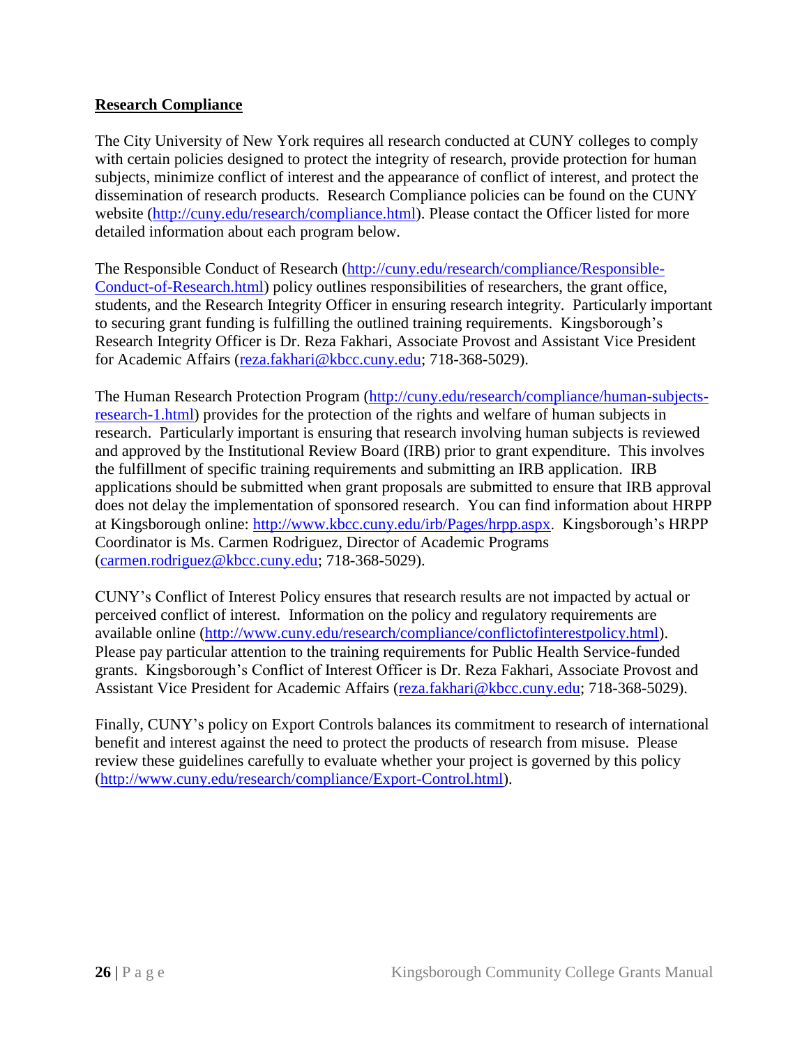## **Research Compliance**

The City University of New York requires all research conducted at CUNY colleges to comply with certain policies designed to protect the integrity of research, provide protection for human subjects, minimize conflict of interest and the appearance of conflict of interest, and protect the dissemination of research products. Research Compliance policies can be found on the CUNY website (http://cuny.edu/research/compliance.html). Please contact the Officer listed for more detailed information about each program below.

The Responsible Conduct of Research (http://cuny.edu/research/compliance/Responsible-Conduct-of-Research.html) policy outlines responsibilities of researchers, the grant office, students, and the Research Integrity Officer in ensuring research integrity. Particularly important to securing grant funding is fulfilling the outlined training requirements. Kingsborough's Research Integrity Officer is Dr. Reza Fakhari, Associate Provost and Assistant Vice President for Academic Affairs (reza.fakhari@kbcc.cuny.edu; 718-368-5029).

The Human Research Protection Program (http://cuny.edu/research/compliance/human-subjects-research-1.html) provides for the protection of the rights and welfare of human subjects in research. Particularly important is ensuring that research involving human subjects is reviewed and approved by the Institutional Review Board (IRB) prior to grant expenditure. This involves the fulfillment of specific training requirements and submitting an IRB application. IRB applications should be submitted when grant proposals are submitted to ensure that IRB approval does not delay the implementation of sponsored research. You can find information about HRPP at Kingsborough online: http://www.kbcc.cuny.edu/irb/Pages/hrpp.aspx. Kingsborough's HRPP Coordinator is Ms. Carmen Rodriguez, Director of Academic Programs (carmen.rodriguez@kbcc.cuny.edu; 718-368-5029).

CUNY's Conflict of Interest Policy ensures that research results are not impacted by actual or perceived conflict of interest. Information on the policy and regulatory requirements are available online (http://www.cuny.edu/research/compliance/conflictofinterestpolicy.html). Please pay particular attention to the training requirements for Public Health Service-funded grants. Kingsborough's Conflict of Interest Officer is Dr. Reza Fakhari, Associate Provost and Assistant Vice President for Academic Affairs (reza.fakhari@kbcc.cuny.edu; 718-368-5029).

Finally, CUNY's policy on Export Controls balances its commitment to research of international benefit and interest against the need to protect the products of research from misuse. Please review these guidelines carefully to evaluate whether your project is governed by this policy (http://www.cuny.edu/research/compliance/Export-Control.html).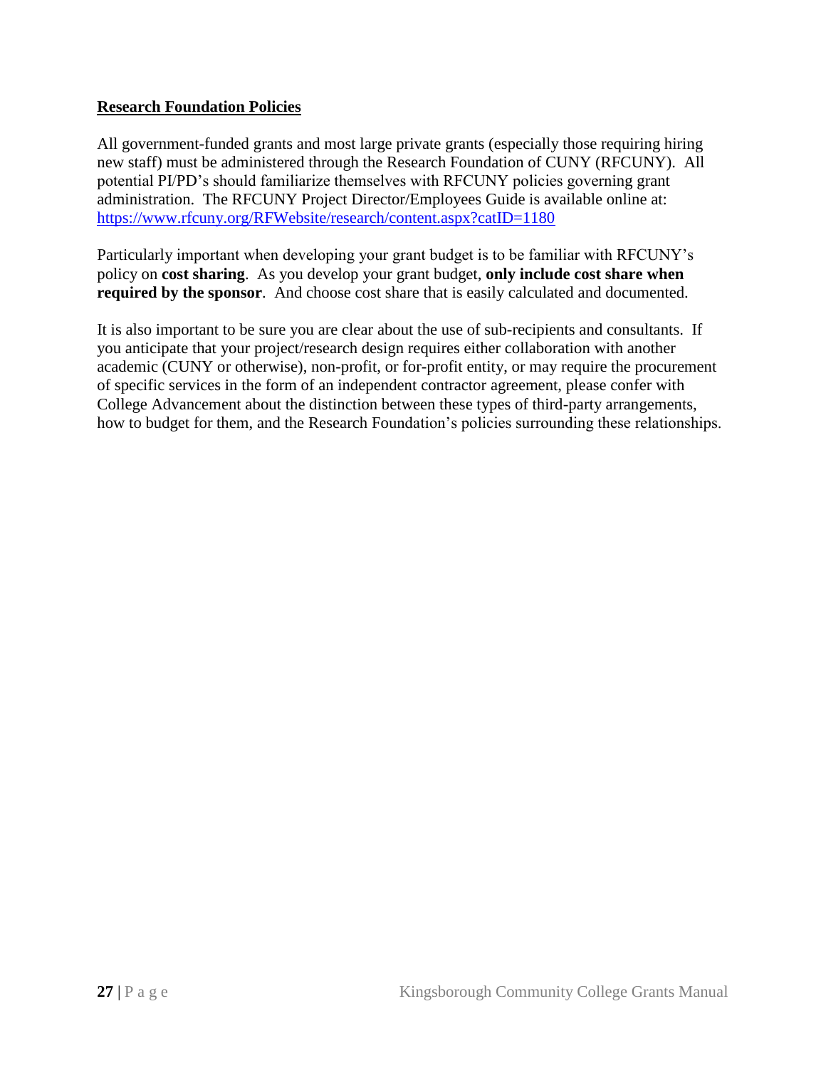## Research Foundation Policies

All government-funded grants and most large private grants (especially those requiring hiring new staff) must be administered through the Research Foundation of CUNY (RFCUNY). All potential PI/PD's should familiarize themselves with RFCUNY policies governing grant administration. The RFCUNY Project Director/Employees Guide is available online at: https://www.rfcuny.org/RFWebsite/research/content.aspx?catID=1180

Particularly important when developing your grant budget is to be familiar with RFCUNY's policy on **cost sharing**. As you develop your grant budget, **only include cost share when required by the sponsor**. And choose cost share that is easily calculated and documented.

It is also important to be sure you are clear about the use of sub-recipients and consultants. If you anticipate that your project/research design requires either collaboration with another academic (CUNY or otherwise), non-profit, or for-profit entity, or may require the procurement of specific services in the form of an independent contractor agreement, please confer with College Advancement about the distinction between these types of third-party arrangements, how to budget for them, and the Research Foundation's policies surrounding these relationships.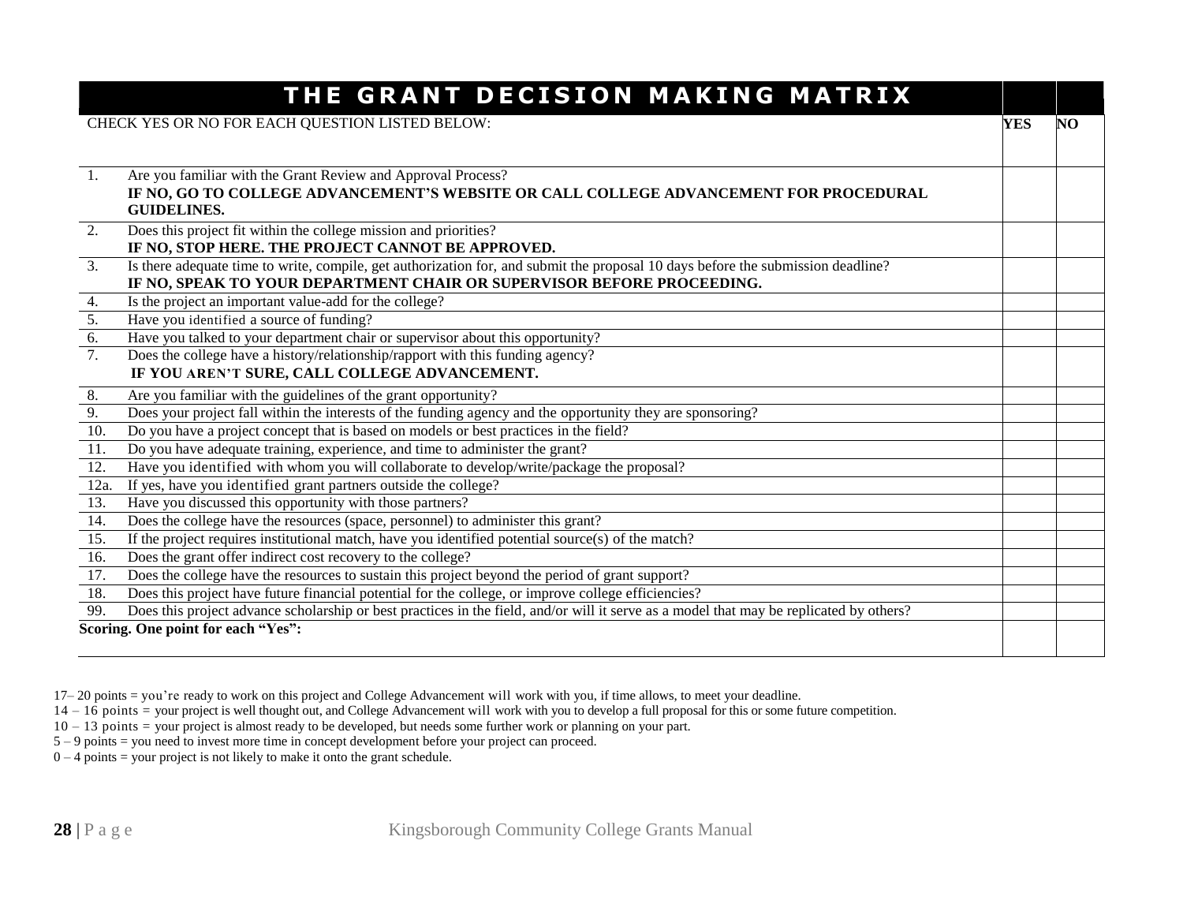| THE GRANT DECISION MAKING MATRIX | | |
|---|---|---|
| CHECK YES OR NO FOR EACH QUESTION LISTED BELOW: | **YES** | **NO** |
| 1. Are you familiar with the Grant Review and Approval Process? **IF NO, GO TO COLLEGE ADVANCEMENT'S WEBSITE OR CALL COLLEGE ADVANCEMENT FOR PROCEDURAL GUIDELINES.** | | |
| 2. Does this project fit within the college mission and priorities? **IF NO, STOP HERE. THE PROJECT CANNOT BE APPROVED.** | | |
| 3. Is there adequate time to write, compile, get authorization for, and submit the proposal 10 days before the submission deadline? **IF NO, SPEAK TO YOUR DEPARTMENT CHAIR OR SUPERVISOR BEFORE PROCEEDING.** | | |
| 4. Is the project an important value-add for the college? | | |
| 5. Have you identified a source of funding? | | |
| 6. Have you talked to your department chair or supervisor about this opportunity? | | |
| 7. Does the college have a history/relationship/rapport with this funding agency? **IF YOU AREN'T SURE, CALL COLLEGE ADVANCEMENT.** | | |
| 8. Are you familiar with the guidelines of the grant opportunity? | | |
| 9. Does your project fall within the interests of the funding agency and the opportunity they are sponsoring? | | |
| 10. Do you have a project concept that is based on models or best practices in the field? | | |
| 11. Do you have adequate training, experience, and time to administer the grant? | | |
| 12. Have you identified with whom you will collaborate to develop/write/package the proposal? | | |
| 12a. If yes, have you identified grant partners outside the college? | | |
| 13. Have you discussed this opportunity with those partners? | | |
| 14. Does the college have the resources (space, personnel) to administer this grant? | | |
| 15. If the project requires institutional match, have you identified potential source(s) of the match? | | |
| 16. Does the grant offer indirect cost recovery to the college? | | |
| 17. Does the college have the resources to sustain this project beyond the period of grant support? | | |
| 18. Does this project have future financial potential for the college, or improve college efficiencies? | | |
| 99. Does this project advance scholarship or best practices in the field, and/or will it serve as a model that may be replicated by others? | | |
| **Scoring. One point for each "Yes":** | | |

17– 20 points = you're ready to work on this project and College Advancement will work with you, if time allows, to meet your deadline.

14 – 16 points = your project is well thought out, and College Advancement will work with you to develop a full proposal for this or some future competition.

10 – 13 points = your project is almost ready to be developed, but needs some further work or planning on your part.

5 – 9 points = you need to invest more time in concept development before your project can proceed.

0 – 4 points = your project is not likely to make it onto the grant schedule.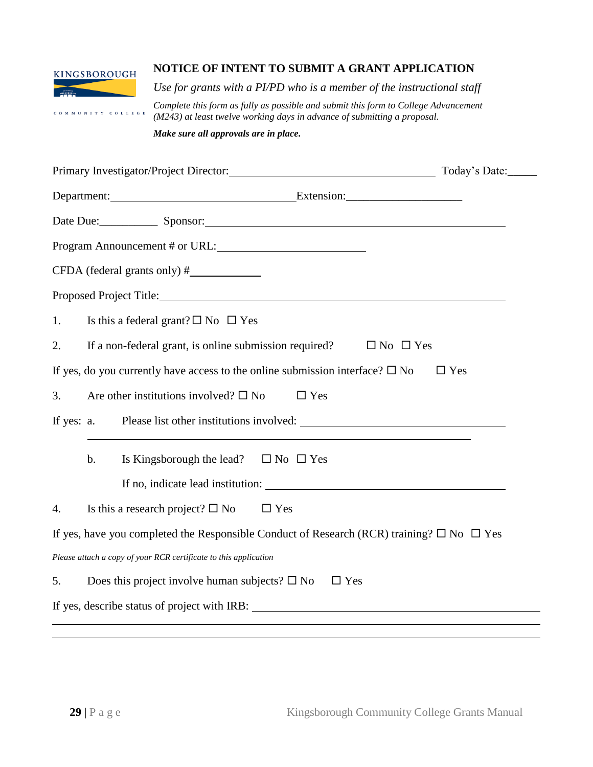KINGSBOROUGH COMMUNITY COLLEGE

**NOTICE OF INTENT TO SUBMIT A GRANT APPLICATION**

*Use for grants with a PI/PD who is a member of the instructional staff*

*Complete this form as fully as possible and submit this form to College Advancement (M243) at least twelve working days in advance of submitting a proposal.*

***Make sure all approvals are in place.***

Primary Investigator/Project Director:_________________________________ Today's Date:_____

Department:______________________________Extension:___________________

Date Due:__________ Sponsor:_______________________________________________

Program Announcement # or URL:_________________________

CFDA (federal grants only) #____________

Proposed Project Title:___________________________________________________________

1. Is this a federal grant? ☐ No ☐ Yes

2. If a non-federal grant, is online submission required? ☐ No ☐ Yes

If yes, do you currently have access to the online submission interface? ☐ No ☐ Yes

3. Are other institutions involved? ☐ No ☐ Yes

If yes: a. Please list other institutions involved: ________________________________

_________________________________________________________________

b. Is Kingsborough the lead? ☐ No ☐ Yes

If no, indicate lead institution: ________________________________________

4. Is this a research project? ☐ No ☐ Yes

If yes, have you completed the Responsible Conduct of Research (RCR) training? ☐ No ☐ Yes

*Please attach a copy of your RCR certificate to this application*

5. Does this project involve human subjects? ☐ No ☐ Yes

If yes, describe status of project with IRB: ________________________________________

_____________________________________________________________________________

_____________________________________________________________________________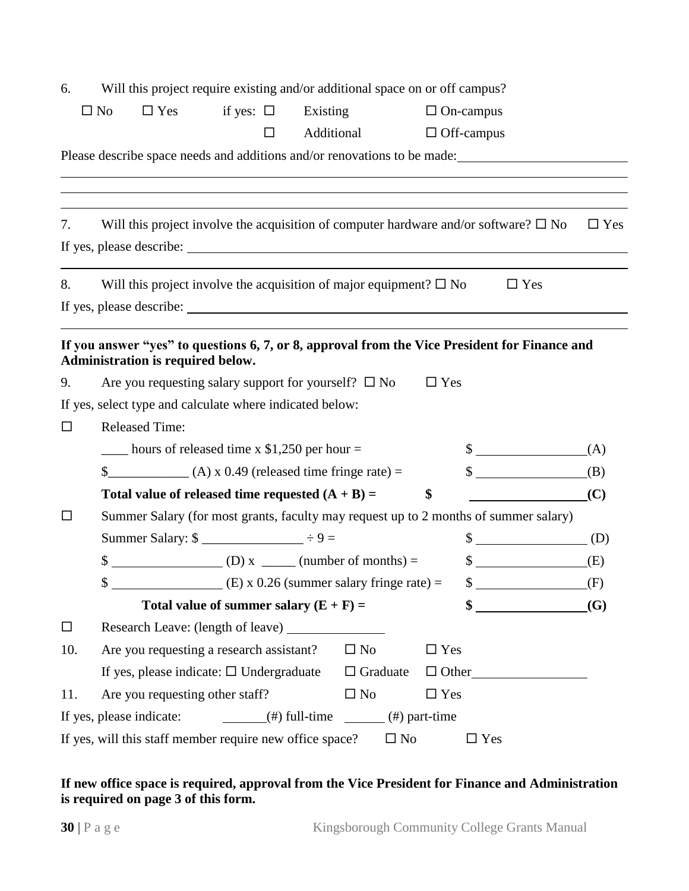6. Will this project require existing and/or additional space on or off campus?

☐ No ☐ Yes if yes: ☐ Existing ☐ On-campus

☐ Additional ☐ Off-campus

Please describe space needs and additions and/or renovations to be made: ________________________

_____________________________________________________________________________

_____________________________________________________________________________

_____________________________________________________________________________

7. Will this project involve the acquisition of computer hardware and/or software? ☐ No ☐ Yes

If yes, please describe: ______________________________________________________________

_____________________________________________________________________________

8. Will this project involve the acquisition of major equipment? ☐ No ☐ Yes

If yes, please describe: ______________________________________________________________

_____________________________________________________________________________

**If you answer "yes" to questions 6, 7, or 8, approval from the Vice President for Finance and Administration is required below.**

9. Are you requesting salary support for yourself? ☐ No ☐ Yes

If yes, select type and calculate where indicated below:

☐ Released Time:

____ hours of released time x $1,250 per hour = $ ________________ (A)

$____________ (A) x 0.49 (released time fringe rate) = $ ________________ (B)

**Total value of released time requested (A + B) = $ ________________ (C)**

☐ Summer Salary (for most grants, faculty may request up to 2 months of summer salary)

Summer Salary: $ _______________ ÷ 9 = $ ________________ (D)

$ ________________ (D) x _____ (number of months) = $ ________________ (E)

$ ________________ (E) x 0.26 (summer salary fringe rate) = $ ________________ (F)

**Total value of summer salary (E + F) = $ ________________ (G)**

☐ Research Leave: (length of leave) _______________

10. Are you requesting a research assistant? ☐ No ☐ Yes

If yes, please indicate: ☐ Undergraduate ☐ Graduate ☐ Other________________

11. Are you requesting other staff? ☐ No ☐ Yes

If yes, please indicate: _______(#) full-time ______ (#) part-time

If yes, will this staff member require new office space? ☐ No ☐ Yes

**If new office space is required, approval from the Vice President for Finance and Administration is required on page 3 of this form.**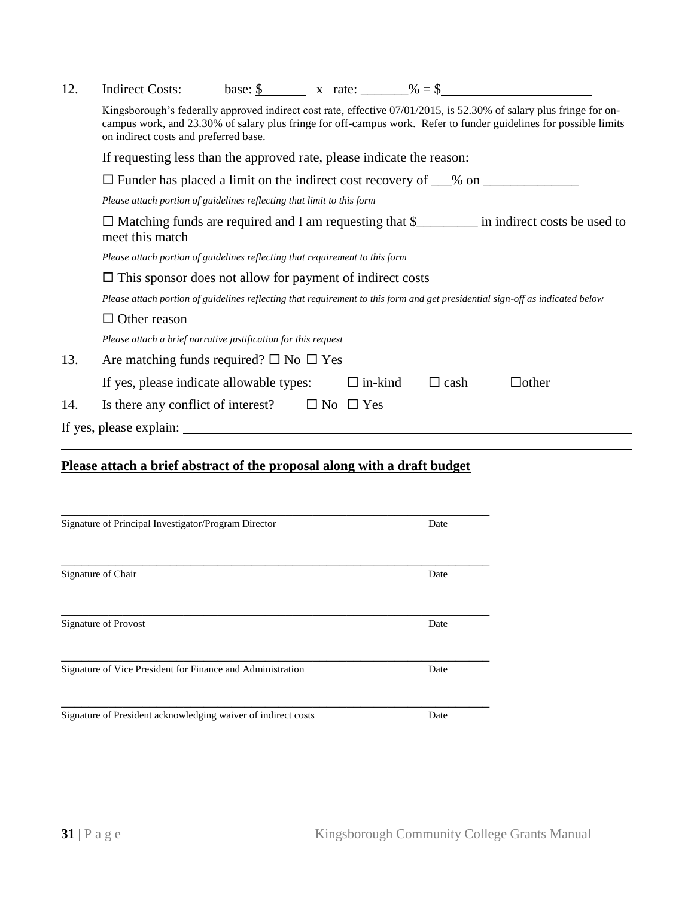12. Indirect Costs: base: $_______ x rate: _______% = $______________________

Kingsborough's federally approved indirect cost rate, effective 07/01/2015, is 52.30% of salary plus fringe for on-campus work, and 23.30% of salary plus fringe for off-campus work. Refer to funder guidelines for possible limits on indirect costs and preferred base.

If requesting less than the approved rate, please indicate the reason:

☐ Funder has placed a limit on the indirect cost recovery of ___% on ______________

*Please attach portion of guidelines reflecting that limit to this form*

☐ Matching funds are required and I am requesting that $_________ in indirect costs be used to meet this match

*Please attach portion of guidelines reflecting that requirement to this form*

☐ This sponsor does not allow for payment of indirect costs

*Please attach portion of guidelines reflecting that requirement to this form and get presidential sign-off as indicated below*

☐ Other reason

*Please attach a brief narrative justification for this request*

13. Are matching funds required? ☐ No ☐ Yes

If yes, please indicate allowable types: ☐ in-kind ☐ cash ☐other

14. Is there any conflict of interest? ☐ No ☐ Yes

If yes, please explain: ____________________________________________________________

__________________________________________________________________________________

**Please attach a brief abstract of the proposal along with a draft budget**

______________________________________________________________
Signature of Principal Investigator/Program Director Date

______________________________________________________________
Signature of Chair Date

______________________________________________________________
Signature of Provost Date

______________________________________________________________
Signature of Vice President for Finance and Administration Date

______________________________________________________________
Signature of President acknowledging waiver of indirect costs Date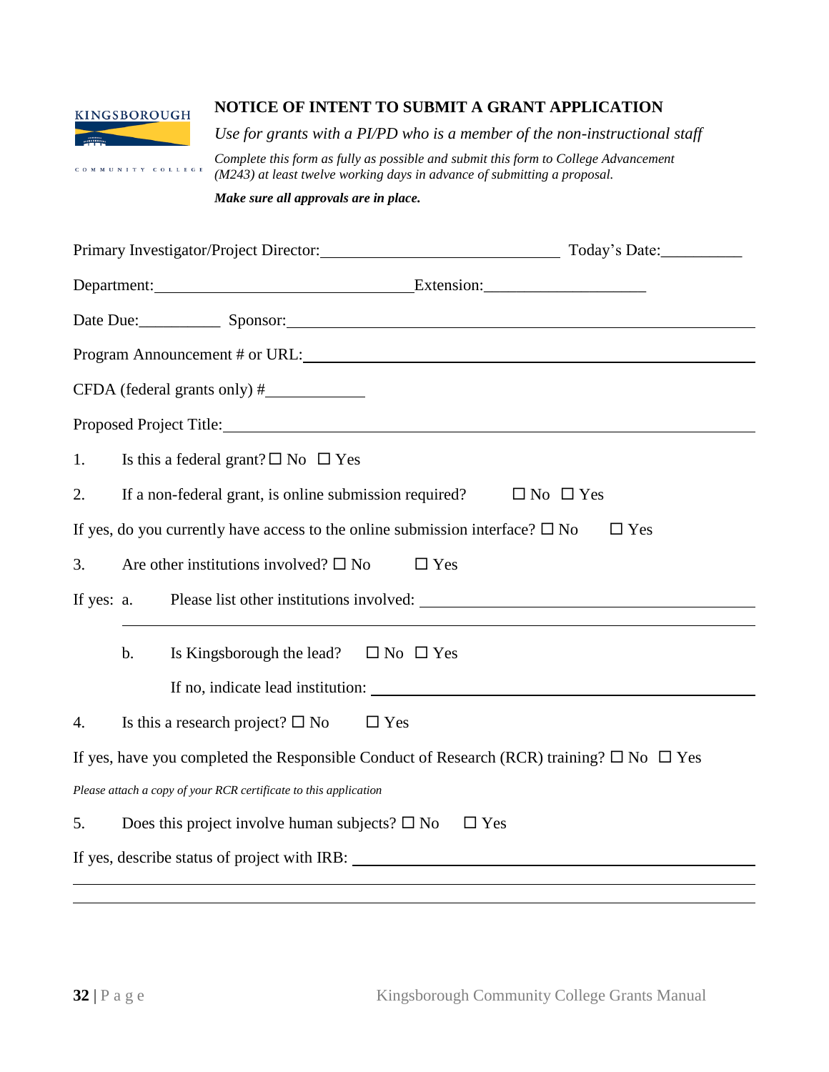KINGSBOROUGH COMMUNITY COLLEGE

## NOTICE OF INTENT TO SUBMIT A GRANT APPLICATION

*Use for grants with a PI/PD who is a member of the non-instructional staff*

*Complete this form as fully as possible and submit this form to College Advancement (M243) at least twelve working days in advance of submitting a proposal.*

***Make sure all approvals are in place.***

Primary Investigator/Project Director:_____________________________ Today's Date:__________

Department:________________________________Extension:___________________

Date Due:__________ Sponsor:____________________________________________________________

Program Announcement # or URL:________________________________________________________

CFDA (federal grants only) #____________

Proposed Project Title:__________________________________________________________________

1. Is this a federal grant? ☐ No ☐ Yes

2. If a non-federal grant, is online submission required? ☐ No ☐ Yes

If yes, do you currently have access to the online submission interface? ☐ No ☐ Yes

3. Are other institutions involved? ☐ No ☐ Yes

If yes: a. Please list other institutions involved: ________________________________________

_________________________________________________________________________________

b. Is Kingsborough the lead? ☐ No ☐ Yes

If no, indicate lead institution: ______________________________________________

4. Is this a research project? ☐ No ☐ Yes

If yes, have you completed the Responsible Conduct of Research (RCR) training? ☐ No ☐ Yes

*Please attach a copy of your RCR certificate to this application*

5. Does this project involve human subjects? ☐ No ☐ Yes

If yes, describe status of project with IRB: ________________________________________________

_________________________________________________________________________________

_________________________________________________________________________________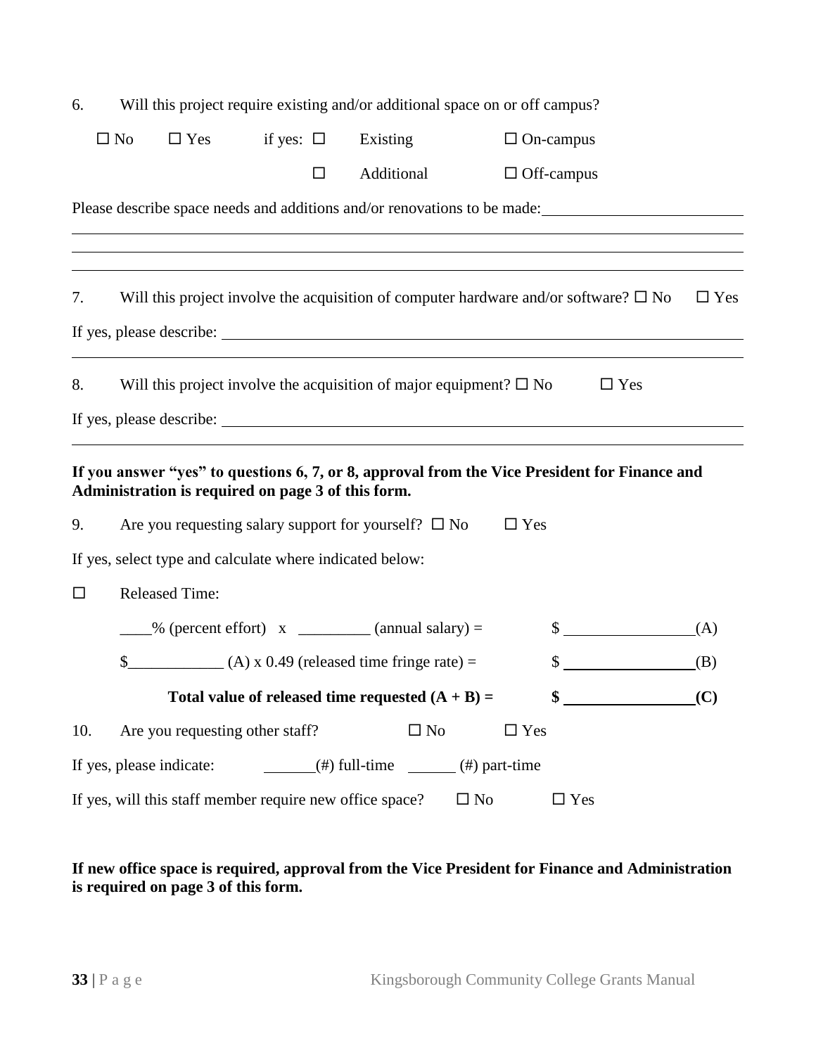6. Will this project require existing and/or additional space on or off campus?

☐ No ☐ Yes if yes: ☐ Existing ☐ On-campus

☐ Additional ☐ Off-campus

Please describe space needs and additions and/or renovations to be made: ________________________

_______________________________________________________________________________

_______________________________________________________________________________

_______________________________________________________________________________

7. Will this project involve the acquisition of computer hardware and/or software? ☐ No ☐ Yes

If yes, please describe: _______________________________________________________________

_______________________________________________________________________________

8. Will this project involve the acquisition of major equipment? ☐ No ☐ Yes

If yes, please describe: _______________________________________________________________

_______________________________________________________________________________

**If you answer "yes" to questions 6, 7, or 8, approval from the Vice President for Finance and Administration is required on page 3 of this form.**

9. Are you requesting salary support for yourself? ☐ No ☐ Yes

If yes, select type and calculate where indicated below:

☐ Released Time:

____% (percent effort) x _________ (annual salary) = $ ________________ (A)

$____________ (A) x 0.49 (released time fringe rate) = $ ________________ (B)

**Total value of released time requested (A + B) = $ ________________ (C)**

10. Are you requesting other staff? ☐ No ☐ Yes

If yes, please indicate: ______(#) full-time ______ (#) part-time

If yes, will this staff member require new office space? ☐ No ☐ Yes

**If new office space is required, approval from the Vice President for Finance and Administration is required on page 3 of this form.**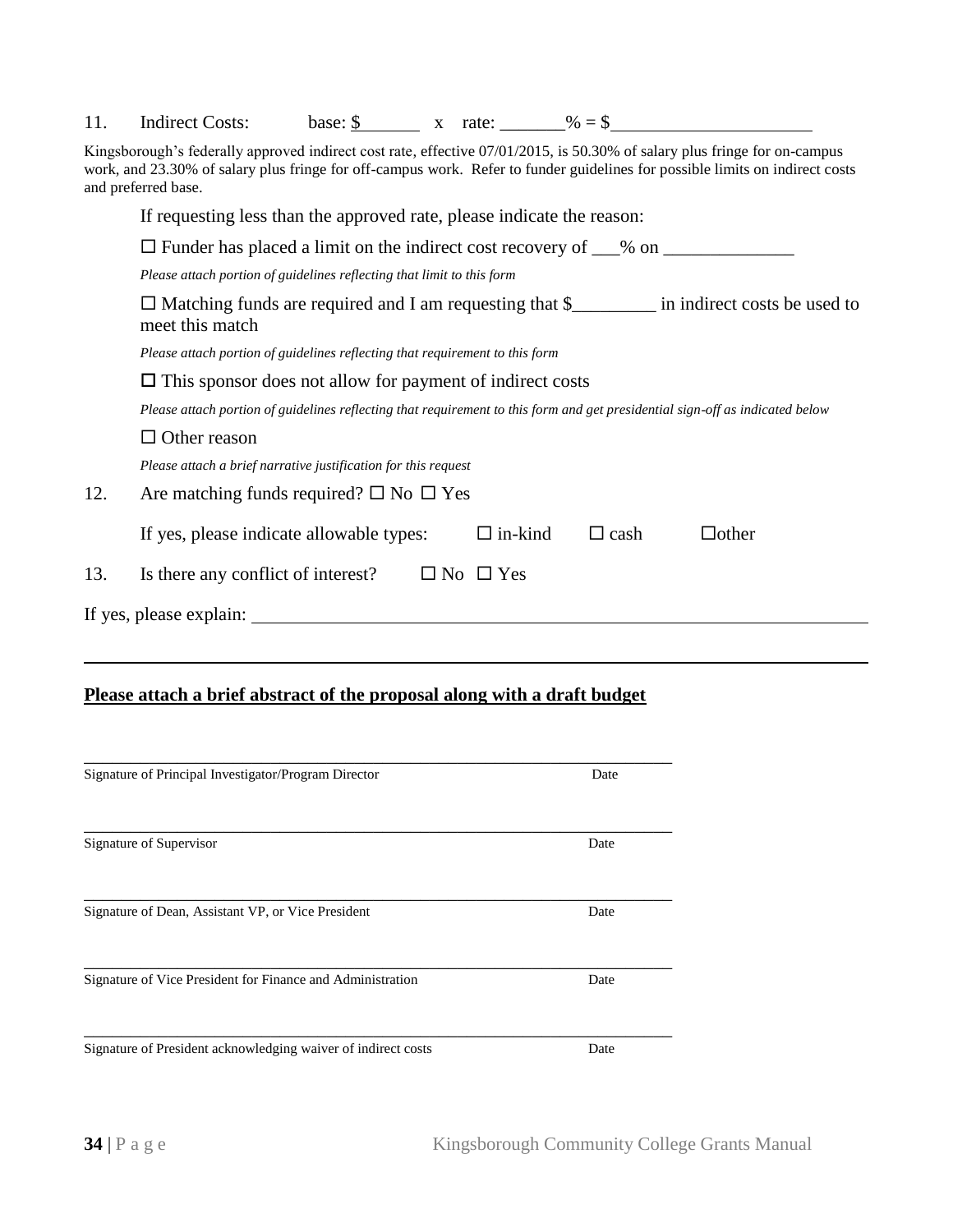11. Indirect Costs: base: $_______ x rate: _______% = $______________________

Kingsborough's federally approved indirect cost rate, effective 07/01/2015, is 50.30% of salary plus fringe for on-campus work, and 23.30% of salary plus fringe for off-campus work. Refer to funder guidelines for possible limits on indirect costs and preferred base.

If requesting less than the approved rate, please indicate the reason:

☐ Funder has placed a limit on the indirect cost recovery of ___% on ______________

*Please attach portion of guidelines reflecting that limit to this form*

☐ Matching funds are required and I am requesting that $_________ in indirect costs be used to meet this match

*Please attach portion of guidelines reflecting that requirement to this form*

☐ This sponsor does not allow for payment of indirect costs

*Please attach portion of guidelines reflecting that requirement to this form and get presidential sign-off as indicated below*

☐ Other reason

*Please attach a brief narrative justification for this request*

12. Are matching funds required? ☐ No ☐ Yes

If yes, please indicate allowable types: ☐ in-kind ☐ cash ☐other

13. Is there any conflict of interest? ☐ No ☐ Yes

If yes, please explain: ______________________________________________________________________

______________________________________________________________________________________

**Please attach a brief abstract of the proposal along with a draft budget**

______________________________________________________________________

Signature of Principal Investigator/Program Director Date

______________________________________________________________________

Signature of Supervisor Date

______________________________________________________________________

Signature of Dean, Assistant VP, or Vice President Date

______________________________________________________________________

Signature of Vice President for Finance and Administration Date

______________________________________________________________________

Signature of President acknowledging waiver of indirect costs Date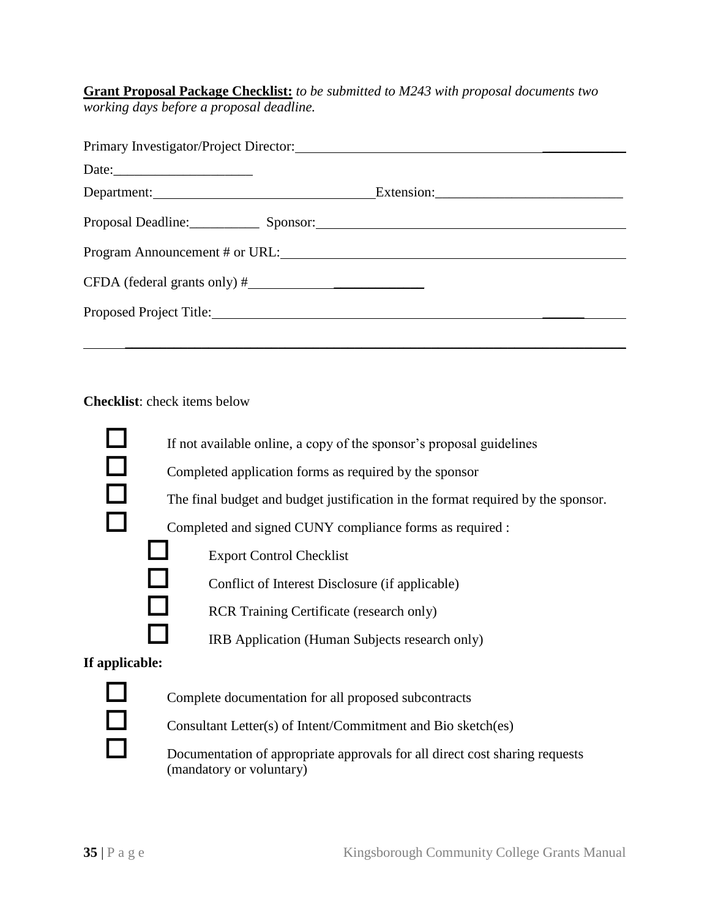**Grant Proposal Package Checklist:** *to be submitted to M243 with proposal documents two working days before a proposal deadline.*

Primary Investigator/Project Director: ________________________________________________

Date: ____________________

Department: ________________________________ Extension: ___________________________

Proposal Deadline: __________ Sponsor: ______________________________________________

Program Announcement # or URL: ___________________________________________________

CFDA (federal grants only) # _________________________

Proposed Project Title: _________________________________________________________

_____________________________________________________________________________

**Checklist**: check items below

- ☐ If not available online, a copy of the sponsor's proposal guidelines
- ☐ Completed application forms as required by the sponsor
- ☐ The final budget and budget justification in the format required by the sponsor.
- ☐ Completed and signed CUNY compliance forms as required :
  - ☐ Export Control Checklist
  - ☐ Conflict of Interest Disclosure (if applicable)
  - ☐ RCR Training Certificate (research only)
  - ☐ IRB Application (Human Subjects research only)

**If applicable:**

- ☐ Complete documentation for all proposed subcontracts
- ☐ Consultant Letter(s) of Intent/Commitment and Bio sketch(es)
- ☐ Documentation of appropriate approvals for all direct cost sharing requests (mandatory or voluntary)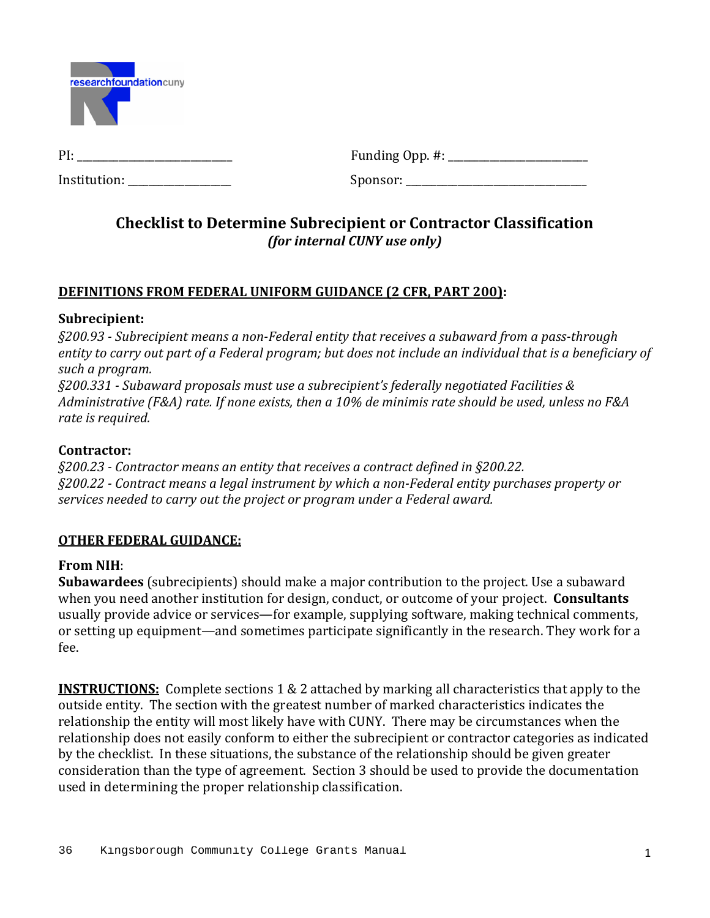PI: ___________________________ Funding Opp. #: ________________________

Institution: __________________ Sponsor: _________________________________

## Checklist to Determine Subrecipient or Contractor Classification

***(for internal CUNY use only)***

**<u>DEFINITIONS FROM FEDERAL UNIFORM GUIDANCE (2 CFR, PART 200)</u>:**

**Subrecipient:**

*§200.93 - Subrecipient means a non-Federal entity that receives a subaward from a pass-through entity to carry out part of a Federal program; but does not include an individual that is a beneficiary of such a program.*

*§200.331 - Subaward proposals must use a subrecipient's federally negotiated Facilities & Administrative (F&A) rate. If none exists, then a 10% de minimis rate should be used, unless no F&A rate is required.*

**Contractor:**

*§200.23 - Contractor means an entity that receives a contract defined in §200.22.*

*§200.22 - Contract means a legal instrument by which a non-Federal entity purchases property or services needed to carry out the project or program under a Federal award.*

**<u>OTHER FEDERAL GUIDANCE:</u>**

**From NIH**:

**Subawardees** (subrecipients) should make a major contribution to the project. Use a subaward when you need another institution for design, conduct, or outcome of your project. **Consultants** usually provide advice or services—for example, supplying software, making technical comments, or setting up equipment—and sometimes participate significantly in the research. They work for a fee.

**<u>INSTRUCTIONS:</u>** Complete sections 1 & 2 attached by marking all characteristics that apply to the outside entity. The section with the greatest number of marked characteristics indicates the relationship the entity will most likely have with CUNY. There may be circumstances when the relationship does not easily conform to either the subrecipient or contractor categories as indicated by the checklist. In these situations, the substance of the relationship should be given greater consideration than the type of agreement. Section 3 should be used to provide the documentation used in determining the proper relationship classification.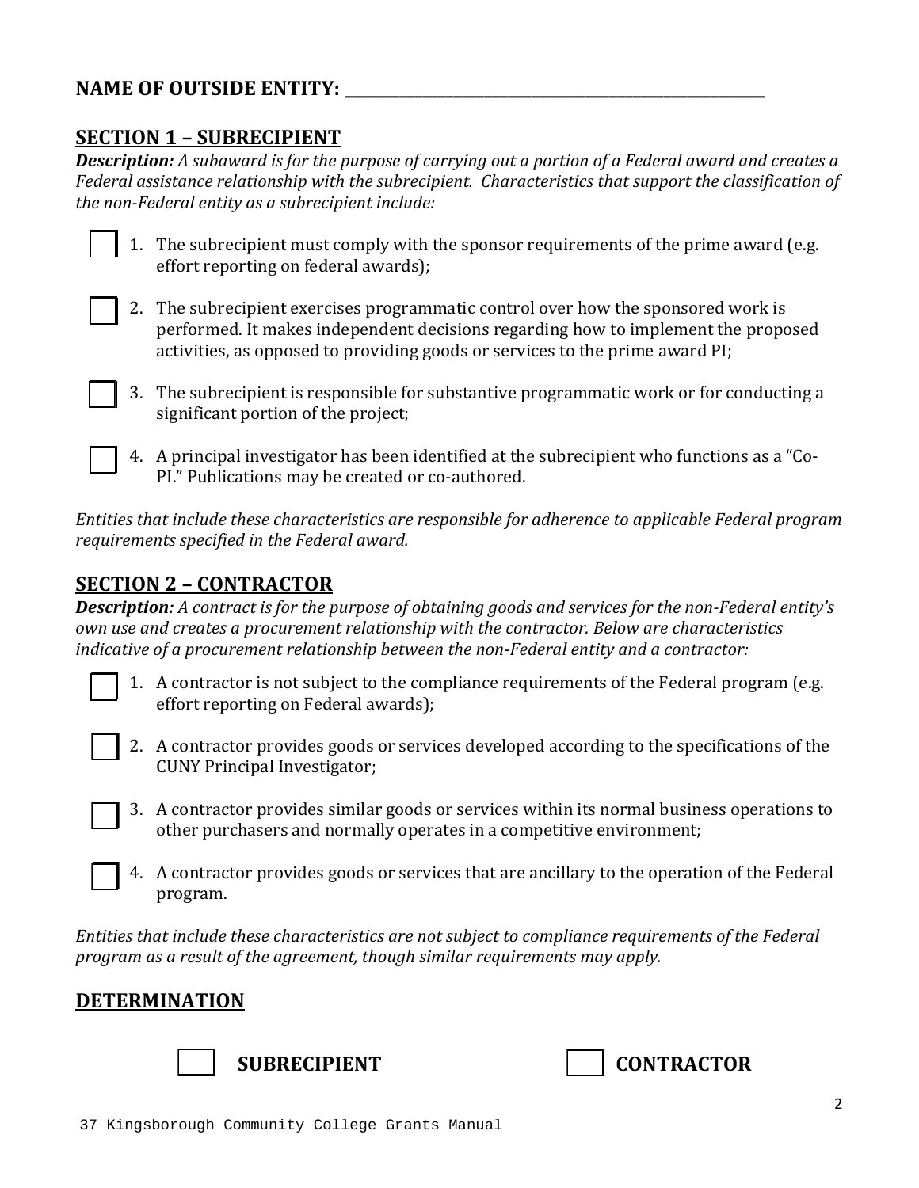**NAME OF OUTSIDE ENTITY: \_\_\_\_\_\_\_\_\_\_\_\_\_\_\_\_\_\_\_\_\_\_\_\_\_\_\_\_\_\_\_\_\_\_\_\_\_\_\_\_\_\_\_\_\_\_\_\_\_\_\_\_\_\_\_\_\_\_\_\_\_\_**

## SECTION 1 – SUBRECIPIENT

***Description:*** *A subaward is for the purpose of carrying out a portion of a Federal award and creates a Federal assistance relationship with the subrecipient. Characteristics that support the classification of the non-Federal entity as a subrecipient include:*

- [ ] 1. The subrecipient must comply with the sponsor requirements of the prime award (e.g. effort reporting on federal awards);
- [ ] 2. The subrecipient exercises programmatic control over how the sponsored work is performed. It makes independent decisions regarding how to implement the proposed activities, as opposed to providing goods or services to the prime award PI;
- [ ] 3. The subrecipient is responsible for substantive programmatic work or for conducting a significant portion of the project;
- [ ] 4. A principal investigator has been identified at the subrecipient who functions as a "Co-PI." Publications may be created or co-authored.

*Entities that include these characteristics are responsible for adherence to applicable Federal program requirements specified in the Federal award.*

## SECTION 2 – CONTRACTOR

***Description:*** *A contract is for the purpose of obtaining goods and services for the non-Federal entity's own use and creates a procurement relationship with the contractor. Below are characteristics indicative of a procurement relationship between the non-Federal entity and a contractor:*

- [ ] 1. A contractor is not subject to the compliance requirements of the Federal program (e.g. effort reporting on Federal awards);
- [ ] 2. A contractor provides goods or services developed according to the specifications of the CUNY Principal Investigator;
- [ ] 3. A contractor provides similar goods or services within its normal business operations to other purchasers and normally operates in a competitive environment;
- [ ] 4. A contractor provides goods or services that are ancillary to the operation of the Federal program.

*Entities that include these characteristics are not subject to compliance requirements of the Federal program as a result of the agreement, though similar requirements may apply.*

## DETERMINATION

- [ ] **SUBRECIPIENT**
- [ ] **CONTRACTOR**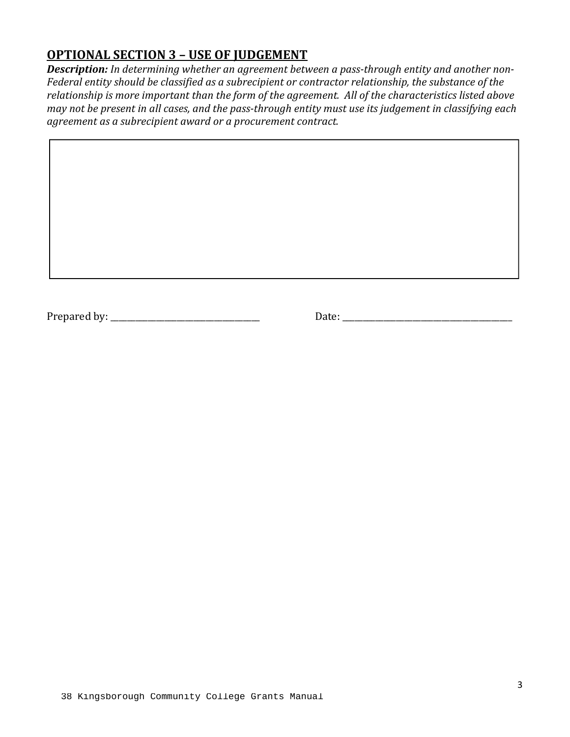## OPTIONAL SECTION 3 – USE OF JUDGEMENT

***Description:*** *In determining whether an agreement between a pass-through entity and another non-Federal entity should be classified as a subrecipient or contractor relationship, the substance of the relationship is more important than the form of the agreement. All of the characteristics listed above may not be present in all cases, and the pass-through entity must use its judgement in classifying each agreement as a subrecipient award or a procurement contract.*

|  |
|---|
|  |

Prepared by: ___________________________________ Date: ________________________________________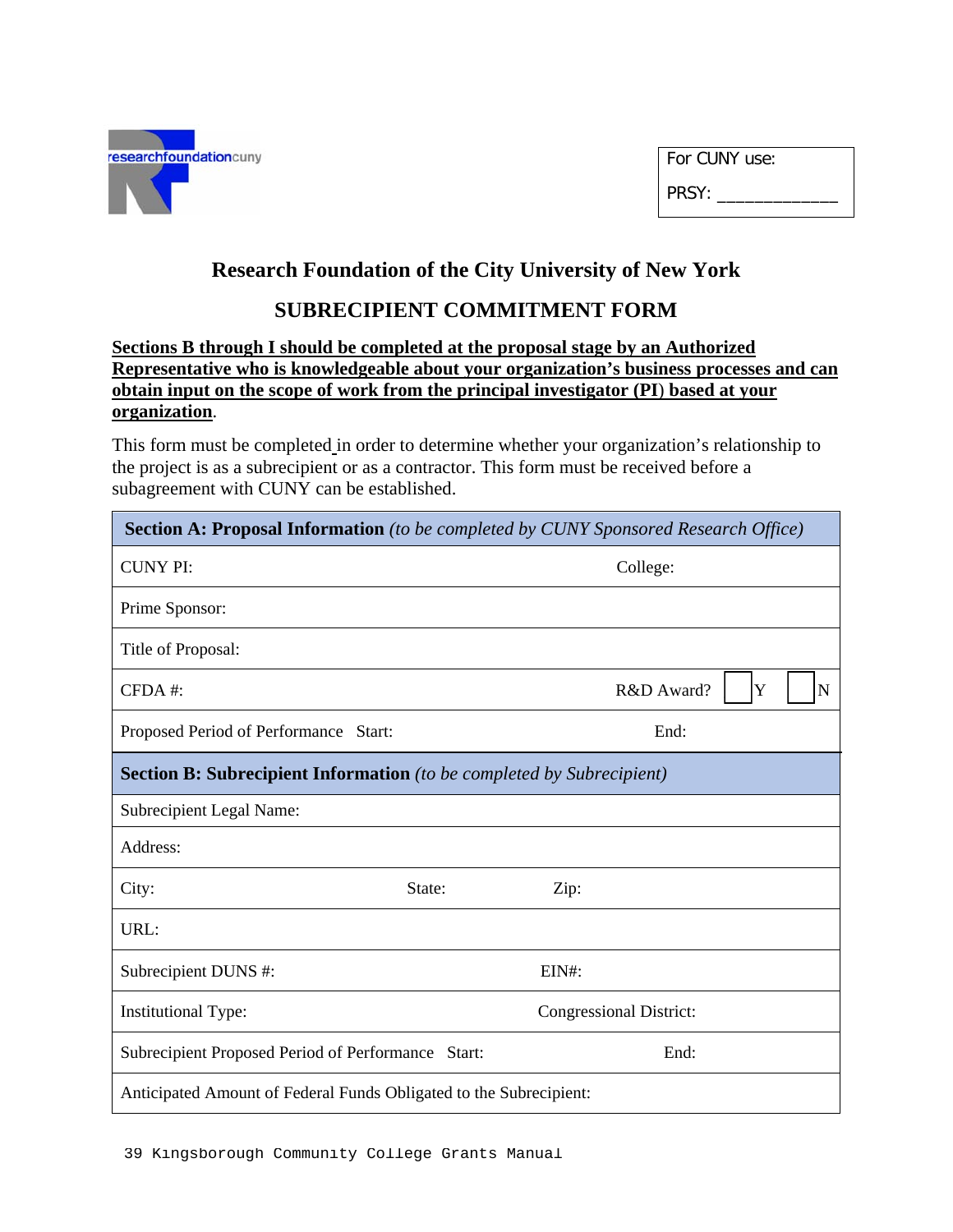researchfoundationcuny

For CUNY use:

PRSY: ____________

## Research Foundation of the City University of New York

## SUBRECIPIENT COMMITMENT FORM

**Sections B through I should be completed at the proposal stage by an Authorized Representative who is knowledgeable about your organization's business processes and can obtain input on the scope of work from the principal investigator (PI) based at your organization**.

This form must be completed in order to determine whether your organization's relationship to the project is as a subrecipient or as a contractor. This form must be received before a subagreement with CUNY can be established.

| **Section A: Proposal Information** *(to be completed by CUNY Sponsored Research Office)* | | |
|---|---|---|
| CUNY PI: | College: | |
| Prime Sponsor: | | |
| Title of Proposal: | | |
| CFDA #: | R&D Award? ☐ Y ☐ N | |
| Proposed Period of Performance Start: | End: | |
| **Section B: Subrecipient Information** *(to be completed by Subrecipient)* | | |
| Subrecipient Legal Name: | | |
| Address: | | |
| City: | State: | Zip: |
| URL: | | |
| Subrecipient DUNS #: | EIN#: | |
| Institutional Type: | Congressional District: | |
| Subrecipient Proposed Period of Performance Start: | End: | |
| Anticipated Amount of Federal Funds Obligated to the Subrecipient: | | |

39 Kingsborough Community College Grants Manual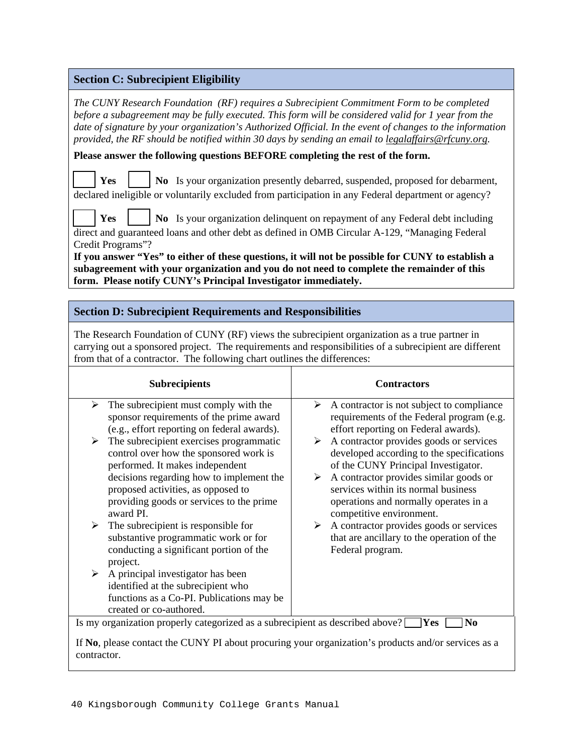## Section C: Subrecipient Eligibility

*The CUNY Research Foundation (RF) requires a Subrecipient Commitment Form to be completed before a subagreement may be fully executed. This form will be considered valid for 1 year from the date of signature by your organization's Authorized Official. In the event of changes to the information provided, the RF should be notified within 30 days by sending an email to legalaffairs@rfcuny.org.*

**Please answer the following questions BEFORE completing the rest of the form.**

☐ **Yes** ☐ **No** Is your organization presently debarred, suspended, proposed for debarment, declared ineligible or voluntarily excluded from participation in any Federal department or agency?

☐ **Yes** ☐ **No** Is your organization delinquent on repayment of any Federal debt including direct and guaranteed loans and other debt as defined in OMB Circular A-129, "Managing Federal Credit Programs"?

**If you answer "Yes" to either of these questions, it will not be possible for CUNY to establish a subagreement with your organization and you do not need to complete the remainder of this form. Please notify CUNY's Principal Investigator immediately.**

## Section D: Subrecipient Requirements and Responsibilities

The Research Foundation of CUNY (RF) views the subrecipient organization as a true partner in carrying out a sponsored project. The requirements and responsibilities of a subrecipient are different from that of a contractor. The following chart outlines the differences:

| Subrecipients | Contractors |
|---|---|
| ➢ The subrecipient must comply with the sponsor requirements of the prime award (e.g., effort reporting on federal awards).<br>➢ The subrecipient exercises programmatic control over how the sponsored work is performed. It makes independent decisions regarding how to implement the proposed activities, as opposed to providing goods or services to the prime award PI.<br>➢ The subrecipient is responsible for substantive programmatic work or for conducting a significant portion of the project.<br>➢ A principal investigator has been identified at the subrecipient who functions as a Co-PI. Publications may be created or co-authored. | ➢ A contractor is not subject to compliance requirements of the Federal program (e.g. effort reporting on Federal awards).<br>➢ A contractor provides goods or services developed according to the specifications of the CUNY Principal Investigator.<br>➢ A contractor provides similar goods or services within its normal business operations and normally operates in a competitive environment.<br>➢ A contractor provides goods or services that are ancillary to the operation of the Federal program. |

Is my organization properly categorized as a subrecipient as described above? ☐ **Yes** ☐ **No**

If **No**, please contact the CUNY PI about procuring your organization's products and/or services as a contractor.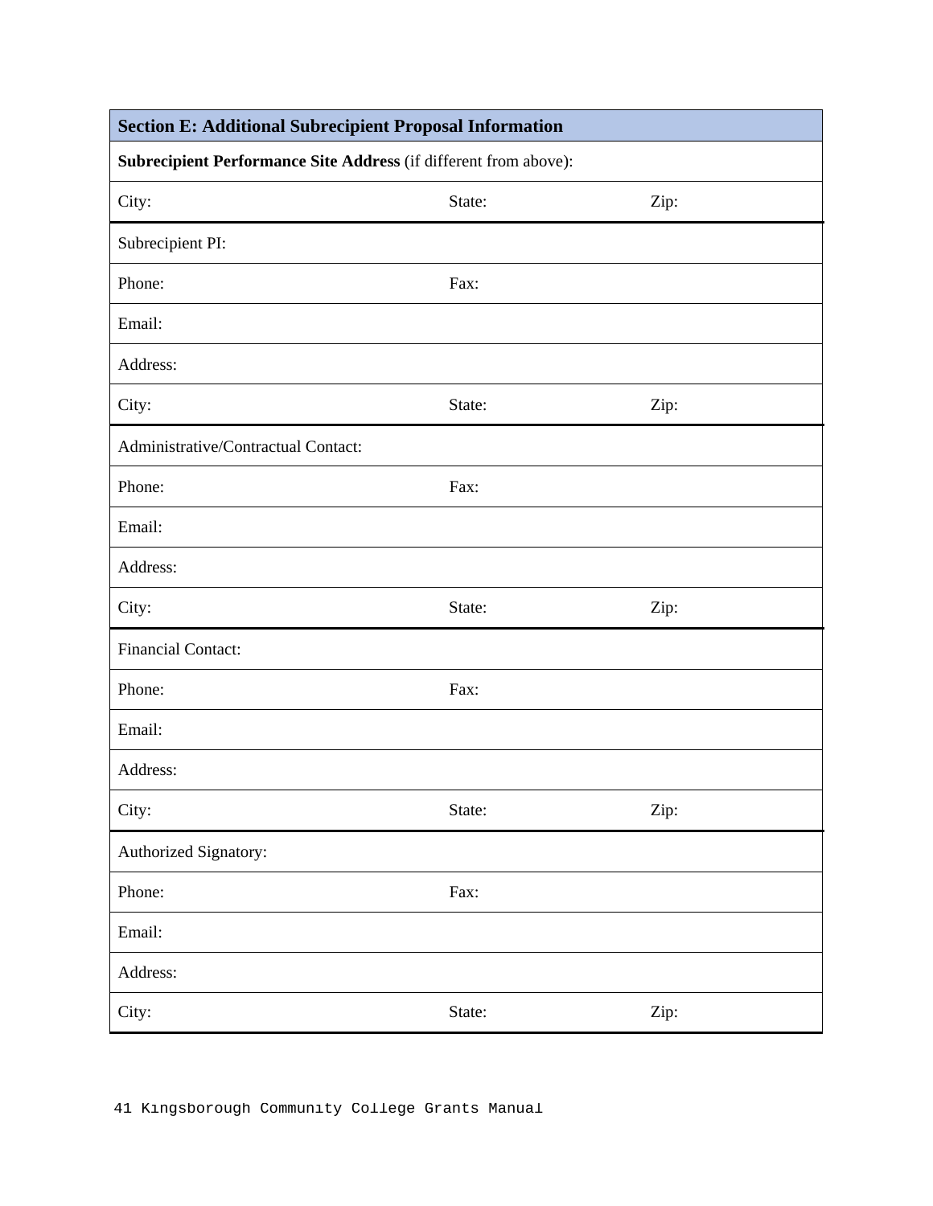| Section E: Additional Subrecipient Proposal Information | | |
|---|---|---|
| **Subrecipient Performance Site Address** (if different from above): | | |
| City: | State: | Zip: |
| Subrecipient PI: | | |
| Phone: | Fax: | |
| Email: | | |
| Address: | | |
| City: | State: | Zip: |
| Administrative/Contractual Contact: | | |
| Phone: | Fax: | |
| Email: | | |
| Address: | | |
| City: | State: | Zip: |
| Financial Contact: | | |
| Phone: | Fax: | |
| Email: | | |
| Address: | | |
| City: | State: | Zip: |
| Authorized Signatory: | | |
| Phone: | Fax: | |
| Email: | | |
| Address: | | |
| City: | State: | Zip: |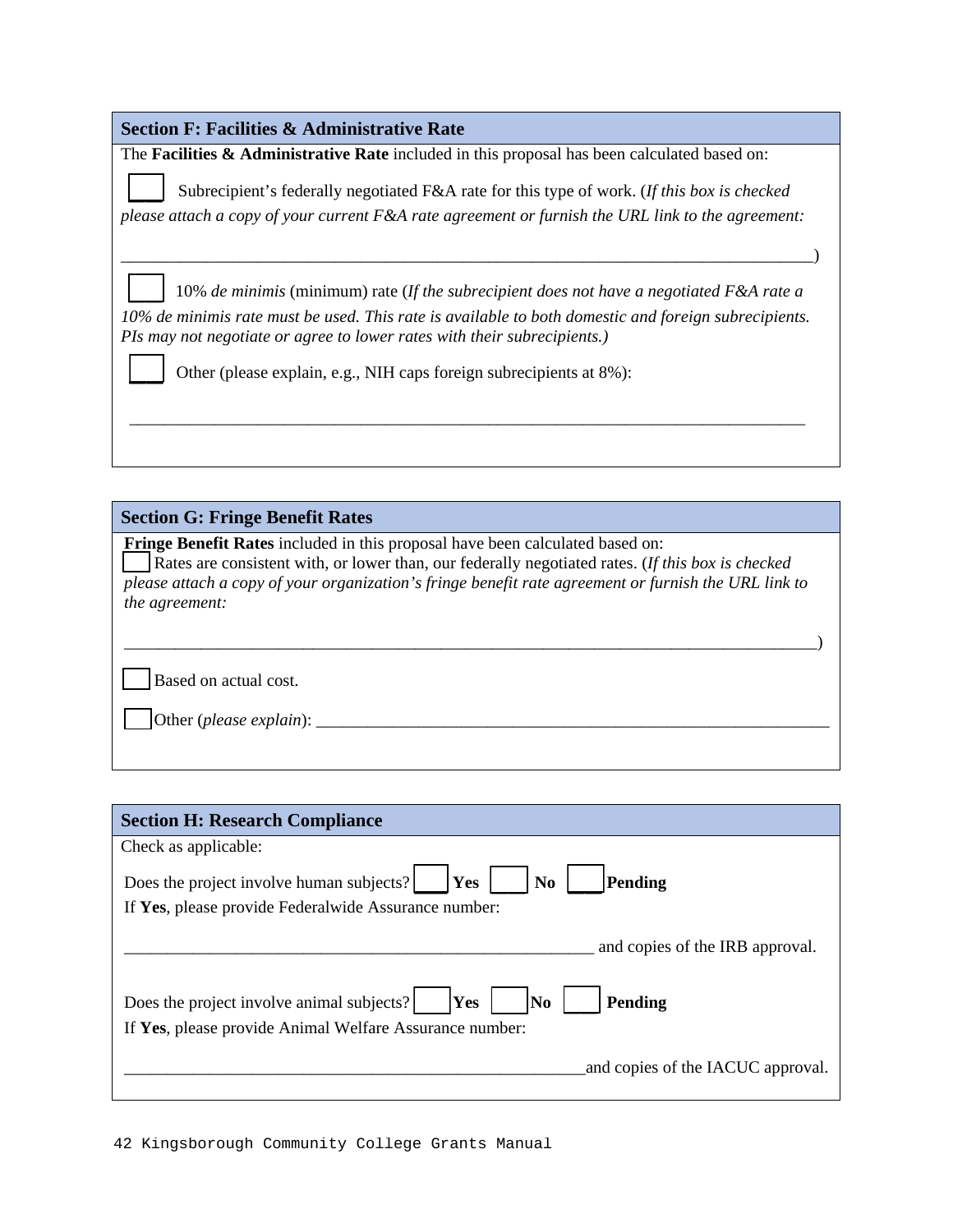## Section F: Facilities & Administrative Rate

The **Facilities & Administrative Rate** included in this proposal has been calculated based on:

☐ Subrecipient's federally negotiated F&A rate for this type of work. (*If this box is checked please attach a copy of your current F&A rate agreement or furnish the URL link to the agreement:*

_______________________________________________________________________________________)

☐ 10% *de minimis* (minimum) rate (*If the subrecipient does not have a negotiated F&A rate a 10% de minimis rate must be used. This rate is available to both domestic and foreign subrecipients. PIs may not negotiate or agree to lower rates with their subrecipients.)*

☐ Other (please explain, e.g., NIH caps foreign subrecipients at 8%):

_______________________________________________________________________________________

## Section G: Fringe Benefit Rates

**Fringe Benefit Rates** included in this proposal have been calculated based on:

☐ Rates are consistent with, or lower than, our federally negotiated rates. (*If this box is checked please attach a copy of your organization's fringe benefit rate agreement or furnish the URL link to the agreement:*

_______________________________________________________________________________________)

☐ Based on actual cost.

☐ Other (*please explain*): _________________________________________________________________

## Section H: Research Compliance

Check as applicable:

Does the project involve human subjects? ☐ **Yes** ☐ **No** ☐ **Pending**

If **Yes**, please provide Federalwide Assurance number:

__________________________________________________________ and copies of the IRB approval.

Does the project involve animal subjects? ☐ **Yes** ☐ **No** ☐ **Pending**

If **Yes**, please provide Animal Welfare Assurance number:

__________________________________________________________ and copies of the IACUC approval.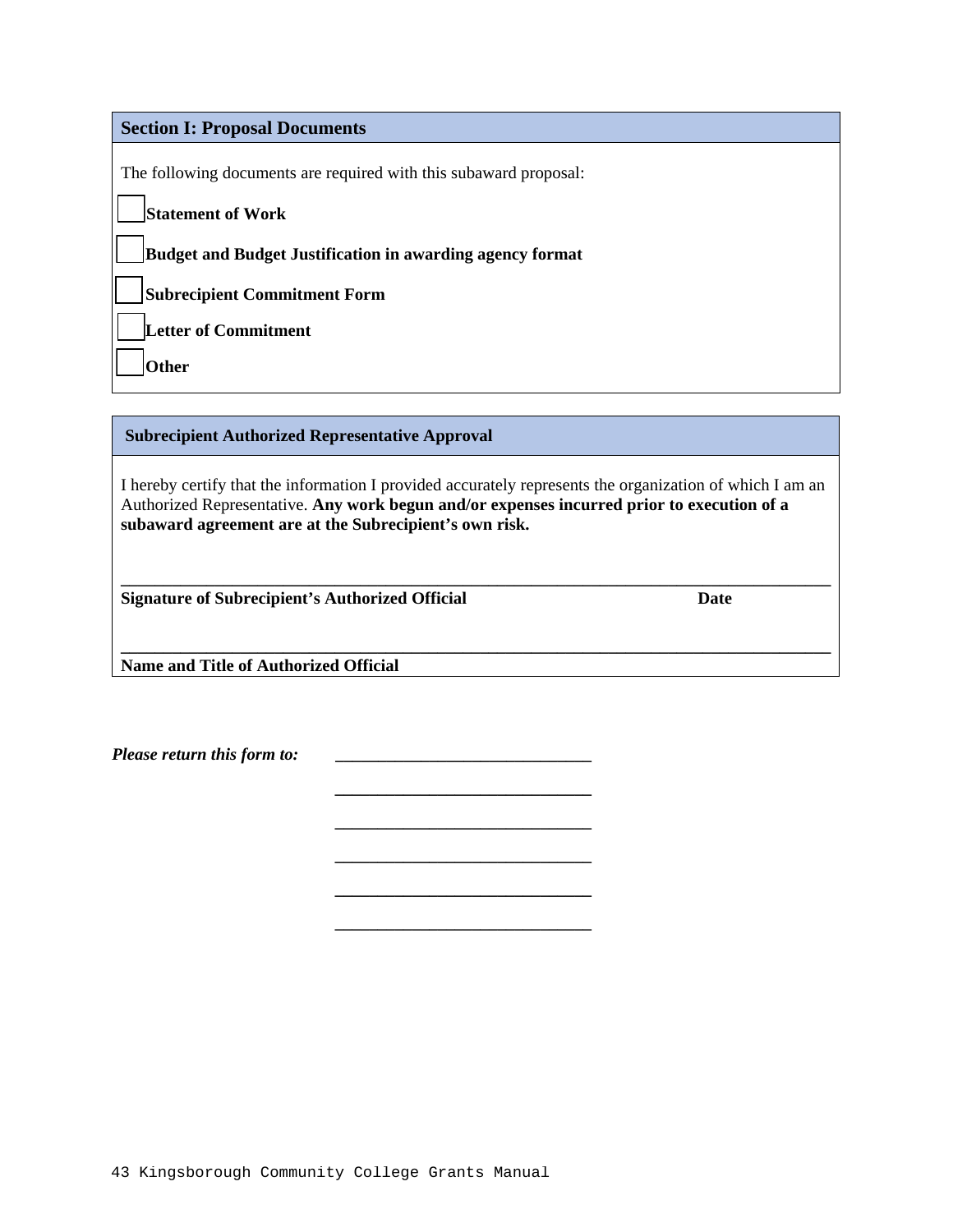## Section I: Proposal Documents

The following documents are required with this subaward proposal:

- ☐ **Statement of Work**
- ☐ **Budget and Budget Justification in awarding agency format**
- ☐ **Subrecipient Commitment Form**
- ☐ **Letter of Commitment**
- ☐ **Other**

## Subrecipient Authorized Representative Approval

I hereby certify that the information I provided accurately represents the organization of which I am an Authorized Representative. **Any work begun and/or expenses incurred prior to execution of a subaward agreement are at the Subrecipient's own risk.**

\_\_\_\_\_\_\_\_\_\_\_\_\_\_\_\_\_\_\_\_\_\_\_\_\_\_\_\_\_\_\_\_\_\_\_\_\_\_\_\_\_\_\_\_\_\_\_\_\_\_\_\_\_\_\_\_\_\_\_\_\_\_\_\_\_\_\_\_\_\_

**Signature of Subrecipient's Authorized Official** **Date**

\_\_\_\_\_\_\_\_\_\_\_\_\_\_\_\_\_\_\_\_\_\_\_\_\_\_\_\_\_\_\_\_\_\_\_\_\_\_\_\_\_\_\_\_\_\_\_\_\_\_\_\_\_\_\_\_\_\_\_\_\_\_\_\_\_\_\_\_\_\_

**Name and Title of Authorized Official**

***Please return this form to:*** \_\_\_\_\_\_\_\_\_\_\_\_\_\_\_\_\_\_\_\_\_\_\_\_\_\_\_\_\_\_

\_\_\_\_\_\_\_\_\_\_\_\_\_\_\_\_\_\_\_\_\_\_\_\_\_\_\_\_\_\_

\_\_\_\_\_\_\_\_\_\_\_\_\_\_\_\_\_\_\_\_\_\_\_\_\_\_\_\_\_\_

\_\_\_\_\_\_\_\_\_\_\_\_\_\_\_\_\_\_\_\_\_\_\_\_\_\_\_\_\_\_

\_\_\_\_\_\_\_\_\_\_\_\_\_\_\_\_\_\_\_\_\_\_\_\_\_\_\_\_\_\_

\_\_\_\_\_\_\_\_\_\_\_\_\_\_\_\_\_\_\_\_\_\_\_\_\_\_\_\_\_\_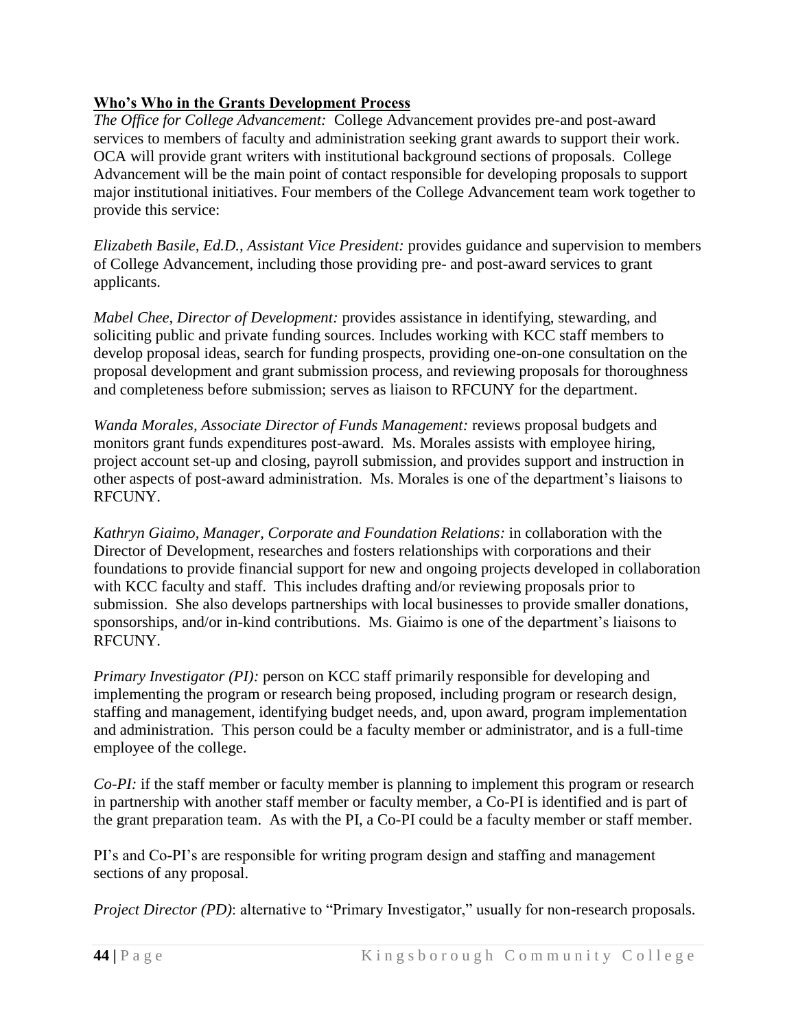**Who's Who in the Grants Development Process**

*The Office for College Advancement:* College Advancement provides pre-and post-award services to members of faculty and administration seeking grant awards to support their work. OCA will provide grant writers with institutional background sections of proposals. College Advancement will be the main point of contact responsible for developing proposals to support major institutional initiatives. Four members of the College Advancement team work together to provide this service:

*Elizabeth Basile, Ed.D., Assistant Vice President:* provides guidance and supervision to members of College Advancement, including those providing pre- and post-award services to grant applicants.

*Mabel Chee, Director of Development:* provides assistance in identifying, stewarding, and soliciting public and private funding sources. Includes working with KCC staff members to develop proposal ideas, search for funding prospects, providing one-on-one consultation on the proposal development and grant submission process, and reviewing proposals for thoroughness and completeness before submission; serves as liaison to RFCUNY for the department.

*Wanda Morales, Associate Director of Funds Management:* reviews proposal budgets and monitors grant funds expenditures post-award. Ms. Morales assists with employee hiring, project account set-up and closing, payroll submission, and provides support and instruction in other aspects of post-award administration. Ms. Morales is one of the department's liaisons to RFCUNY.

*Kathryn Giaimo, Manager, Corporate and Foundation Relations:* in collaboration with the Director of Development, researches and fosters relationships with corporations and their foundations to provide financial support for new and ongoing projects developed in collaboration with KCC faculty and staff. This includes drafting and/or reviewing proposals prior to submission. She also develops partnerships with local businesses to provide smaller donations, sponsorships, and/or in-kind contributions. Ms. Giaimo is one of the department's liaisons to RFCUNY.

*Primary Investigator (PI):* person on KCC staff primarily responsible for developing and implementing the program or research being proposed, including program or research design, staffing and management, identifying budget needs, and, upon award, program implementation and administration. This person could be a faculty member or administrator, and is a full-time employee of the college.

*Co-PI:* if the staff member or faculty member is planning to implement this program or research in partnership with another staff member or faculty member, a Co-PI is identified and is part of the grant preparation team. As with the PI, a Co-PI could be a faculty member or staff member.

PI's and Co-PI's are responsible for writing program design and staffing and management sections of any proposal.

*Project Director (PD)*: alternative to "Primary Investigator," usually for non-research proposals.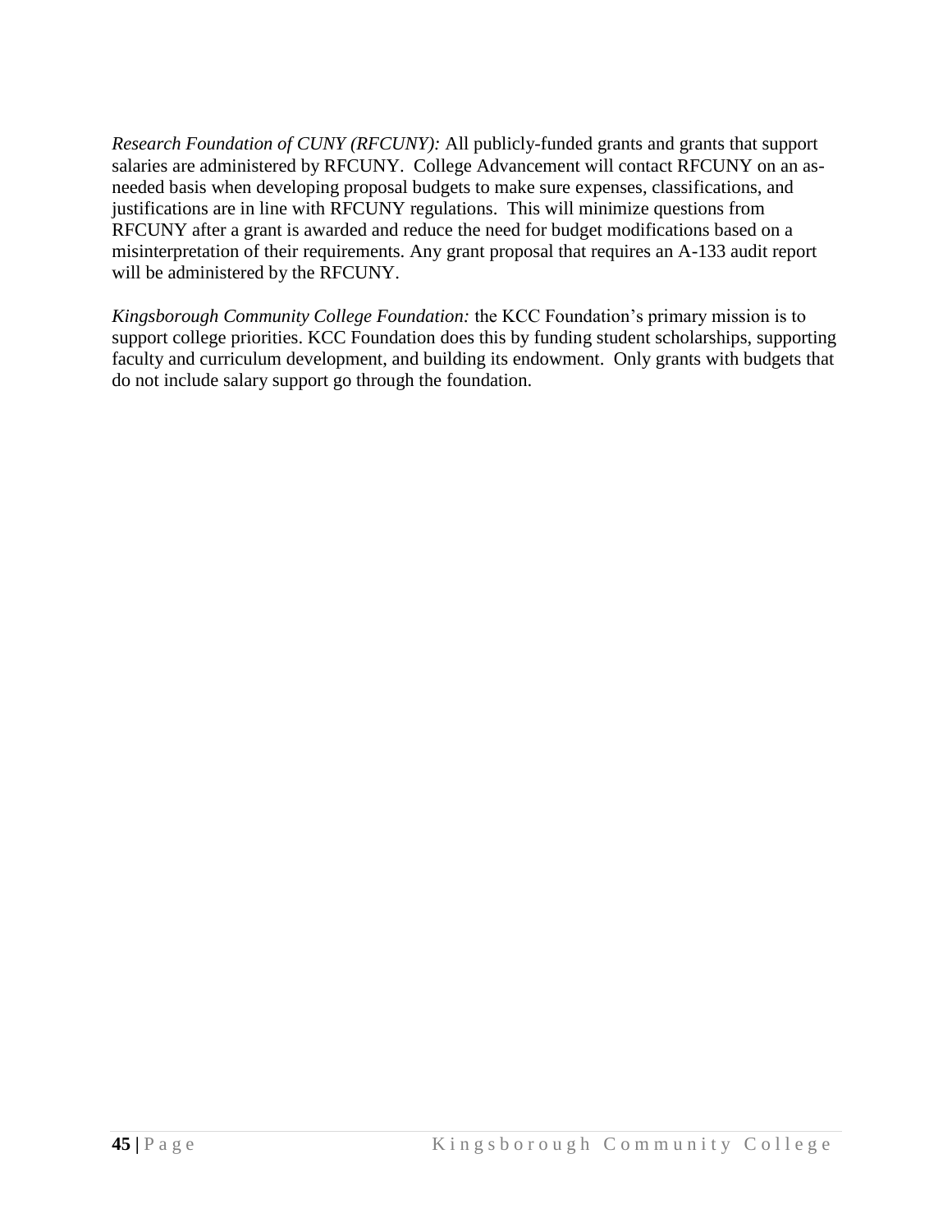*Research Foundation of CUNY (RFCUNY):* All publicly-funded grants and grants that support salaries are administered by RFCUNY. College Advancement will contact RFCUNY on an as-needed basis when developing proposal budgets to make sure expenses, classifications, and justifications are in line with RFCUNY regulations. This will minimize questions from RFCUNY after a grant is awarded and reduce the need for budget modifications based on a misinterpretation of their requirements. Any grant proposal that requires an A-133 audit report will be administered by the RFCUNY.

*Kingsborough Community College Foundation:* the KCC Foundation's primary mission is to support college priorities. KCC Foundation does this by funding student scholarships, supporting faculty and curriculum development, and building its endowment. Only grants with budgets that do not include salary support go through the foundation.